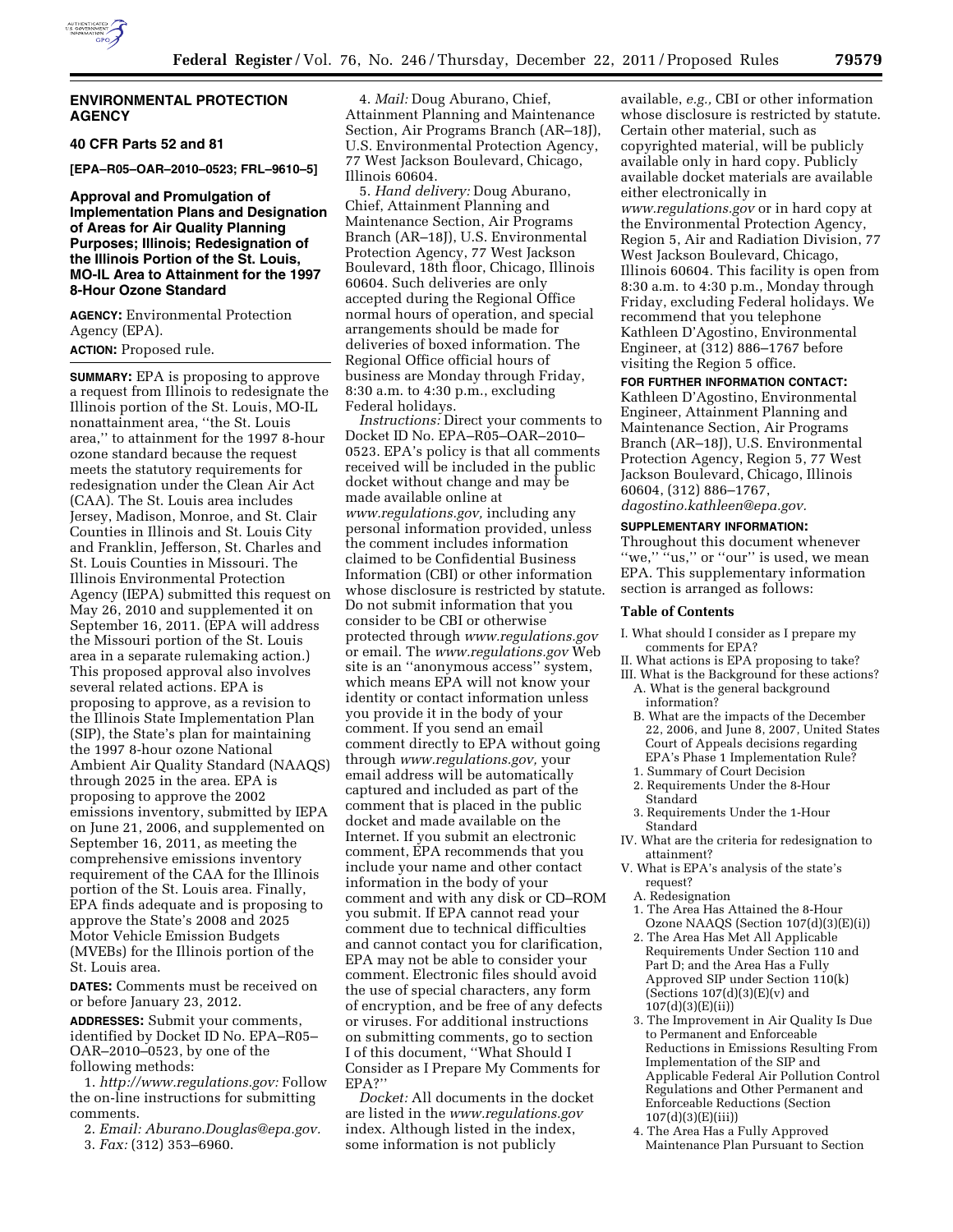## ENVIRONMENTAL PROTECTION AGENCY

### 40 CFR Parts 52 and 81

**[EPA–R05–OAR–2010–0523; FRL–9610–5]**

### Approval and Promulgation of Implementation Plans and Designation of Areas for Air Quality Planning Purposes; Illinois; Redesignation of the Illinois Portion of the St. Louis, MO-IL Area to Attainment for the 1997 8-Hour Ozone Standard

**AGENCY:** Environmental Protection Agency (EPA).

**ACTION:** Proposed rule.

**SUMMARY:** EPA is proposing to approve a request from Illinois to redesignate the Illinois portion of the St. Louis, MO-IL nonattainment area, ''the St. Louis area,'' to attainment for the 1997 8-hour ozone standard because the request meets the statutory requirements for redesignation under the Clean Air Act (CAA). The St. Louis area includes Jersey, Madison, Monroe, and St. Clair Counties in Illinois and St. Louis City and Franklin, Jefferson, St. Charles and St. Louis Counties in Missouri. The Illinois Environmental Protection Agency (IEPA) submitted this request on May 26, 2010 and supplemented it on September 16, 2011. (EPA will address the Missouri portion of the St. Louis area in a separate rulemaking action.) This proposed approval also involves several related actions. EPA is proposing to approve, as a revision to the Illinois State Implementation Plan (SIP), the State's plan for maintaining the 1997 8-hour ozone National Ambient Air Quality Standard (NAAQS) through 2025 in the area. EPA is proposing to approve the 2002 emissions inventory, submitted by IEPA on June 21, 2006, and supplemented on September 16, 2011, as meeting the comprehensive emissions inventory requirement of the CAA for the Illinois portion of the St. Louis area. Finally, EPA finds adequate and is proposing to approve the State's 2008 and 2025 Motor Vehicle Emission Budgets (MVEBs) for the Illinois portion of the St. Louis area.

**DATES:** Comments must be received on or before January 23, 2012.

**ADDRESSES:** Submit your comments, identified by Docket ID No. EPA–R05–OAR–2010–0523, by one of the following methods:

1. *http://www.regulations.gov:* Follow the on-line instructions for submitting comments.
2. *Email: Aburano.Douglas@epa.gov.*
3. *Fax:* (312) 353–6960.
4. *Mail:* Doug Aburano, Chief, Attainment Planning and Maintenance Section, Air Programs Branch (AR–18J), U.S. Environmental Protection Agency, 77 West Jackson Boulevard, Chicago, Illinois 60604.
5. *Hand delivery:* Doug Aburano, Chief, Attainment Planning and Maintenance Section, Air Programs Branch (AR–18J), U.S. Environmental Protection Agency, 77 West Jackson Boulevard, 18th floor, Chicago, Illinois 60604. Such deliveries are only accepted during the Regional Office normal hours of operation, and special arrangements should be made for deliveries of boxed information. The Regional Office official hours of business are Monday through Friday, 8:30 a.m. to 4:30 p.m., excluding Federal holidays.

*Instructions:* Direct your comments to Docket ID No. EPA–R05–OAR–2010–0523. EPA's policy is that all comments received will be included in the public docket without change and may be made available online at *www.regulations.gov,* including any personal information provided, unless the comment includes information claimed to be Confidential Business Information (CBI) or other information whose disclosure is restricted by statute. Do not submit information that you consider to be CBI or otherwise protected through *www.regulations.gov* or email. The *www.regulations.gov* Web site is an ''anonymous access'' system, which means EPA will not know your identity or contact information unless you provide it in the body of your comment. If you send an email comment directly to EPA without going through *www.regulations.gov,* your email address will be automatically captured and included as part of the comment that is placed in the public docket and made available on the Internet. If you submit an electronic comment, EPA recommends that you include your name and other contact information in the body of your comment and with any disk or CD–ROM you submit. If EPA cannot read your comment due to technical difficulties and cannot contact you for clarification, EPA may not be able to consider your comment. Electronic files should avoid the use of special characters, any form of encryption, and be free of any defects or viruses. For additional instructions on submitting comments, go to section I of this document, ''What Should I Consider as I Prepare My Comments for EPA?''

*Docket:* All documents in the docket are listed in the *www.regulations.gov* index. Although listed in the index, some information is not publicly available, *e.g.,* CBI or other information whose disclosure is restricted by statute. Certain other material, such as copyrighted material, will be publicly available only in hard copy. Publicly available docket materials are available either electronically in *www.regulations.gov* or in hard copy at the Environmental Protection Agency, Region 5, Air and Radiation Division, 77 West Jackson Boulevard, Chicago, Illinois 60604. This facility is open from 8:30 a.m. to 4:30 p.m., Monday through Friday, excluding Federal holidays. We recommend that you telephone Kathleen D'Agostino, Environmental Engineer, at (312) 886–1767 before visiting the Region 5 office.

**FOR FURTHER INFORMATION CONTACT:** Kathleen D'Agostino, Environmental Engineer, Attainment Planning and Maintenance Section, Air Programs Branch (AR–18J), U.S. Environmental Protection Agency, Region 5, 77 West Jackson Boulevard, Chicago, Illinois 60604, (312) 886–1767, *dagostino.kathleen@epa.gov.*

**SUPPLEMENTARY INFORMATION:** Throughout this document whenever ''we,'' ''us,'' or ''our'' is used, we mean EPA. This supplementary information section is arranged as follows:

#### Table of Contents

I. What should I consider as I prepare my comments for EPA?
II. What actions is EPA proposing to take?
III. What is the Background for these actions?
 A. What is the general background information?
 B. What are the impacts of the December 22, 2006, and June 8, 2007, United States Court of Appeals decisions regarding EPA's Phase 1 Implementation Rule?
 1. Summary of Court Decision
 2. Requirements Under the 8-Hour Standard
 3. Requirements Under the 1-Hour Standard
IV. What are the criteria for redesignation to attainment?
V. What is EPA's analysis of the state's request?
 A. Redesignation
 1. The Area Has Attained the 8-Hour Ozone NAAQS (Section 107(d)(3)(E)(i))
 2. The Area Has Met All Applicable Requirements Under Section 110 and Part D; and the Area Has a Fully Approved SIP under Section 110(k) (Sections 107(d)(3)(E)(v) and 107(d)(3)(E)(ii))
 3. The Improvement in Air Quality Is Due to Permanent and Enforceable Reductions in Emissions Resulting From Implementation of the SIP and Applicable Federal Air Pollution Control Regulations and Other Permanent and Enforceable Reductions (Section 107(d)(3)(E)(iii))
 4. The Area Has a Fully Approved Maintenance Plan Pursuant to Section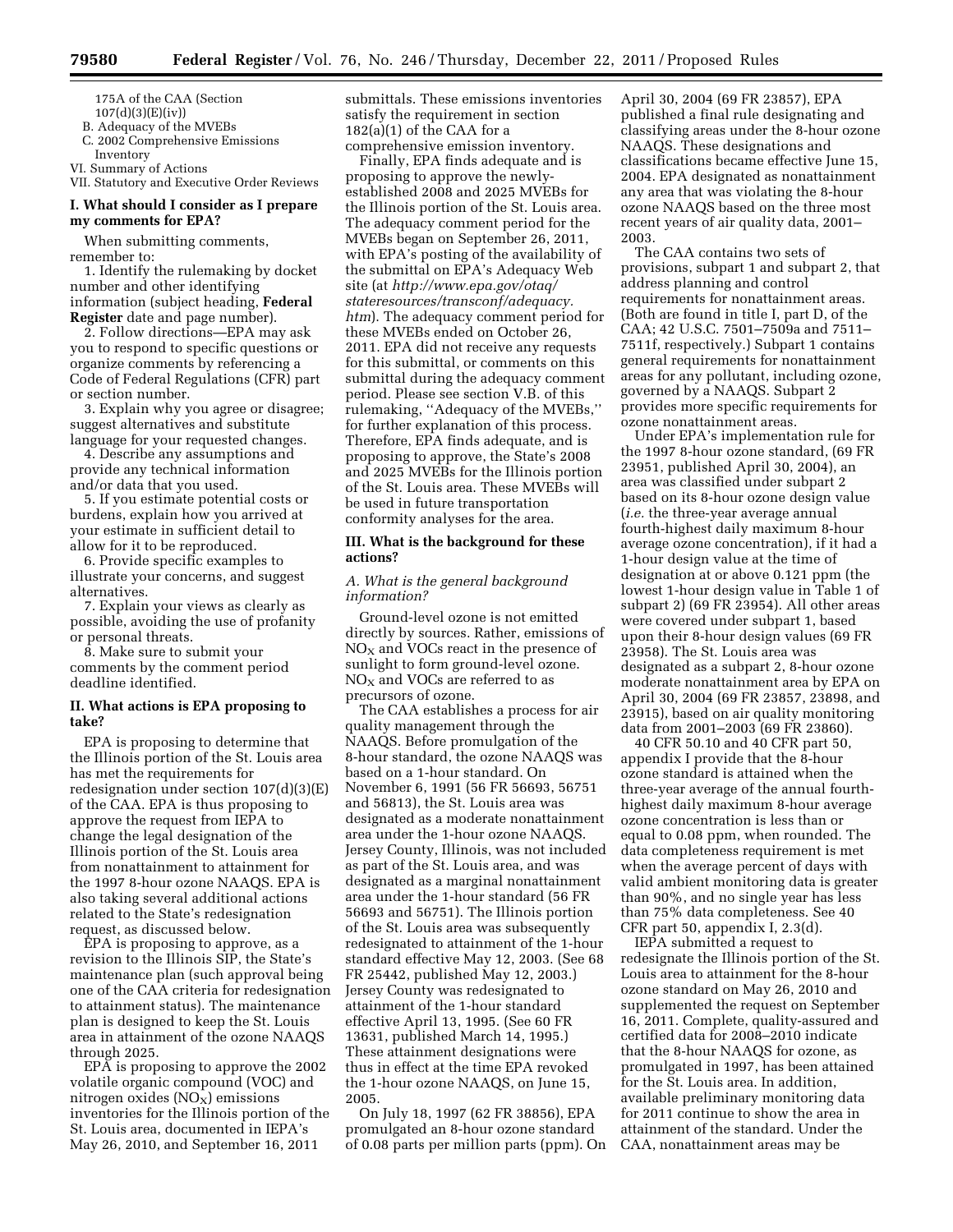175A of the CAA (Section 107(d)(3)(E)(iv))
B. Adequacy of the MVEBs
C. 2002 Comprehensive Emissions Inventory
VI. Summary of Actions
VII. Statutory and Executive Order Reviews

## I. What should I consider as I prepare my comments for EPA?

When submitting comments, remember to:

1. Identify the rulemaking by docket number and other identifying information (subject heading, **Federal Register** date and page number).
2. Follow directions—EPA may ask you to respond to specific questions or organize comments by referencing a Code of Federal Regulations (CFR) part or section number.
3. Explain why you agree or disagree; suggest alternatives and substitute language for your requested changes.
4. Describe any assumptions and provide any technical information and/or data that you used.
5. If you estimate potential costs or burdens, explain how you arrived at your estimate in sufficient detail to allow for it to be reproduced.
6. Provide specific examples to illustrate your concerns, and suggest alternatives.
7. Explain your views as clearly as possible, avoiding the use of profanity or personal threats.
8. Make sure to submit your comments by the comment period deadline identified.

## II. What actions is EPA proposing to take?

EPA is proposing to determine that the Illinois portion of the St. Louis area has met the requirements for redesignation under section 107(d)(3)(E) of the CAA. EPA is thus proposing to approve the request from IEPA to change the legal designation of the Illinois portion of the St. Louis area from nonattainment to attainment for the 1997 8-hour ozone NAAQS. EPA is also taking several additional actions related to the State's redesignation request, as discussed below.

EPA is proposing to approve, as a revision to the Illinois SIP, the State's maintenance plan (such approval being one of the CAA criteria for redesignation to attainment status). The maintenance plan is designed to keep the St. Louis area in attainment of the ozone NAAQS through 2025.

EPA is proposing to approve the 2002 volatile organic compound (VOC) and nitrogen oxides ($NO_X$) emissions inventories for the Illinois portion of the St. Louis area, documented in IEPA's May 26, 2010, and September 16, 2011 submittals. These emissions inventories satisfy the requirement in section 182(a)(1) of the CAA for a comprehensive emission inventory.

Finally, EPA finds adequate and is proposing to approve the newly-established 2008 and 2025 MVEBs for the Illinois portion of the St. Louis area. The adequacy comment period for the MVEBs began on September 26, 2011, with EPA's posting of the availability of the submittal on EPA's Adequacy Web site (at *http://www.epa.gov/otaq/stateresources/transconf/adequacy.htm*). The adequacy comment period for these MVEBs ended on October 26, 2011. EPA did not receive any requests for this submittal, or comments on this submittal during the adequacy comment period. Please see section V.B. of this rulemaking, "Adequacy of the MVEBs," for further explanation of this process. Therefore, EPA finds adequate, and is proposing to approve, the State's 2008 and 2025 MVEBs for the Illinois portion of the St. Louis area. These MVEBs will be used in future transportation conformity analyses for the area.

## III. What is the background for these actions?

### *A. What is the general background information?*

Ground-level ozone is not emitted directly by sources. Rather, emissions of $NO_X$ and VOCs react in the presence of sunlight to form ground-level ozone. $NO_X$ and VOCs are referred to as precursors of ozone.

The CAA establishes a process for air quality management through the NAAQS. Before promulgation of the 8-hour standard, the ozone NAAQS was based on a 1-hour standard. On November 6, 1991 (56 FR 56693, 56751 and 56813), the St. Louis area was designated as a moderate nonattainment area under the 1-hour ozone NAAQS. Jersey County, Illinois, was not included as part of the St. Louis area, and was designated as a marginal nonattainment area under the 1-hour standard (56 FR 56693 and 56751). The Illinois portion of the St. Louis area was subsequently redesignated to attainment of the 1-hour standard effective May 12, 2003. (See 68 FR 25442, published May 12, 2003.) Jersey County was redesignated to attainment of the 1-hour standard effective April 13, 1995. (See 60 FR 13631, published March 14, 1995.) These attainment designations were thus in effect at the time EPA revoked the 1-hour ozone NAAQS, on June 15, 2005.

On July 18, 1997 (62 FR 38856), EPA promulgated an 8-hour ozone standard of 0.08 parts per million parts (ppm). On April 30, 2004 (69 FR 23857), EPA published a final rule designating and classifying areas under the 8-hour ozone NAAQS. These designations and classifications became effective June 15, 2004. EPA designated as nonattainment any area that was violating the 8-hour ozone NAAQS based on the three most recent years of air quality data, 2001–2003.

The CAA contains two sets of provisions, subpart 1 and subpart 2, that address planning and control requirements for nonattainment areas. (Both are found in title I, part D, of the CAA; 42 U.S.C. 7501–7509a and 7511–7511f, respectively.) Subpart 1 contains general requirements for nonattainment areas for any pollutant, including ozone, governed by a NAAQS. Subpart 2 provides more specific requirements for ozone nonattainment areas.

Under EPA's implementation rule for the 1997 8-hour ozone standard, (69 FR 23951, published April 30, 2004), an area was classified under subpart 2 based on its 8-hour ozone design value (*i.e.* the three-year average annual fourth-highest daily maximum 8-hour average ozone concentration), if it had a 1-hour design value at the time of designation at or above 0.121 ppm (the lowest 1-hour design value in Table 1 of subpart 2) (69 FR 23954). All other areas were covered under subpart 1, based upon their 8-hour design values (69 FR 23958). The St. Louis area was designated as a subpart 2, 8-hour ozone moderate nonattainment area by EPA on April 30, 2004 (69 FR 23857, 23898, and 23915), based on air quality monitoring data from 2001–2003 (69 FR 23860).

40 CFR 50.10 and 40 CFR part 50, appendix I provide that the 8-hour ozone standard is attained when the three-year average of the annual fourth-highest daily maximum 8-hour average ozone concentration is less than or equal to 0.08 ppm, when rounded. The data completeness requirement is met when the average percent of days with valid ambient monitoring data is greater than 90%, and no single year has less than 75% data completeness. See 40 CFR part 50, appendix I, 2.3(d).

IEPA submitted a request to redesignate the Illinois portion of the St. Louis area to attainment for the 8-hour ozone standard on May 26, 2010 and supplemented the request on September 16, 2011. Complete, quality-assured and certified data for 2008–2010 indicate that the 8-hour NAAQS for ozone, as promulgated in 1997, has been attained for the St. Louis area. In addition, available preliminary monitoring data for 2011 continue to show the area in attainment of the standard. Under the CAA, nonattainment areas may be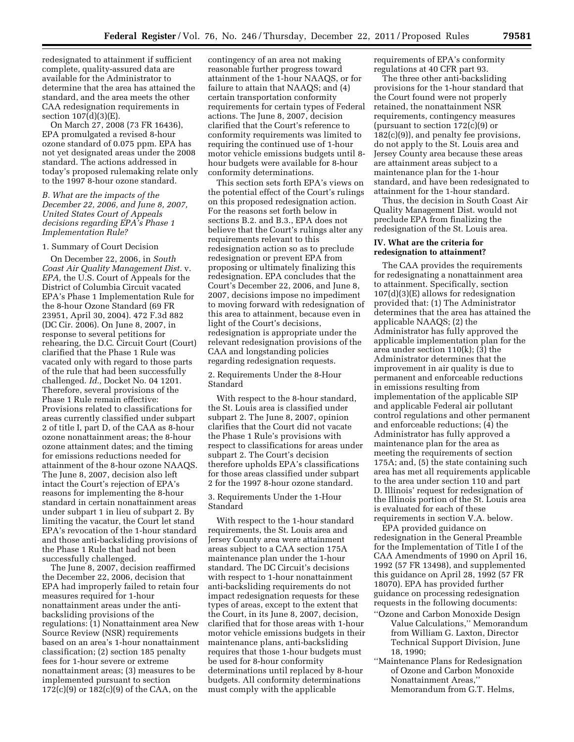redesignated to attainment if sufficient complete, quality-assured data are available for the Administrator to determine that the area has attained the standard, and the area meets the other CAA redesignation requirements in section 107(d)(3)(E).

On March 27, 2008 (73 FR 16436), EPA promulgated a revised 8-hour ozone standard of 0.075 ppm. EPA has not yet designated areas under the 2008 standard. The actions addressed in today's proposed rulemaking relate only to the 1997 8-hour ozone standard.

*B. What are the impacts of the December 22, 2006, and June 8, 2007, United States Court of Appeals decisions regarding EPA's Phase 1 Implementation Rule?*

1. Summary of Court Decision

On December 22, 2006, in *South Coast Air Quality Management Dist.* v. *EPA,* the U.S. Court of Appeals for the District of Columbia Circuit vacated EPA's Phase 1 Implementation Rule for the 8-hour Ozone Standard (69 FR 23951, April 30, 2004). 472 F.3d 882 (DC Cir. 2006). On June 8, 2007, in response to several petitions for rehearing, the D.C. Circuit Court (Court) clarified that the Phase 1 Rule was vacated only with regard to those parts of the rule that had been successfully challenged. *Id.,* Docket No. 04 1201. Therefore, several provisions of the Phase 1 Rule remain effective: Provisions related to classifications for areas currently classified under subpart 2 of title I, part D, of the CAA as 8-hour ozone nonattainment areas; the 8-hour ozone attainment dates; and the timing for emissions reductions needed for attainment of the 8-hour ozone NAAQS. The June 8, 2007, decision also left intact the Court's rejection of EPA's reasons for implementing the 8-hour standard in certain nonattainment areas under subpart 1 in lieu of subpart 2. By limiting the vacatur, the Court let stand EPA's revocation of the 1-hour standard and those anti-backsliding provisions of the Phase 1 Rule that had not been successfully challenged.

The June 8, 2007, decision reaffirmed the December 22, 2006, decision that EPA had improperly failed to retain four measures required for 1-hour nonattainment areas under the anti-backsliding provisions of the regulations: (1) Nonattainment area New Source Review (NSR) requirements based on an area's 1-hour nonattainment classification; (2) section 185 penalty fees for 1-hour severe or extreme nonattainment areas; (3) measures to be implemented pursuant to section 172(c)(9) or 182(c)(9) of the CAA, on the contingency of an area not making reasonable further progress toward attainment of the 1-hour NAAQS, or for failure to attain that NAAQS; and (4) certain transportation conformity requirements for certain types of Federal actions. The June 8, 2007, decision clarified that the Court's reference to conformity requirements was limited to requiring the continued use of 1-hour motor vehicle emissions budgets until 8-hour budgets were available for 8-hour conformity determinations.

This section sets forth EPA's views on the potential effect of the Court's rulings on this proposed redesignation action. For the reasons set forth below in sections B.2. and B.3., EPA does not believe that the Court's rulings alter any requirements relevant to this redesignation action so as to preclude redesignation or prevent EPA from proposing or ultimately finalizing this redesignation. EPA concludes that the Court's December 22, 2006, and June 8, 2007, decisions impose no impediment to moving forward with redesignation of this area to attainment, because even in light of the Court's decisions, redesignation is appropriate under the relevant redesignation provisions of the CAA and longstanding policies regarding redesignation requests.

2. Requirements Under the 8-Hour Standard

With respect to the 8-hour standard, the St. Louis area is classified under subpart 2. The June 8, 2007, opinion clarifies that the Court did not vacate the Phase 1 Rule's provisions with respect to classifications for areas under subpart 2. The Court's decision therefore upholds EPA's classifications for those areas classified under subpart 2 for the 1997 8-hour ozone standard.

3. Requirements Under the 1-Hour Standard

With respect to the 1-hour standard requirements, the St. Louis area and Jersey County area were attainment areas subject to a CAA section 175A maintenance plan under the 1-hour standard. The DC Circuit's decisions with respect to 1-hour nonattainment anti-backsliding requirements do not impact redesignation requests for these types of areas, except to the extent that the Court, in its June 8, 2007, decision, clarified that for those areas with 1-hour motor vehicle emissions budgets in their maintenance plans, anti-backsliding requires that those 1-hour budgets must be used for 8-hour conformity determinations until replaced by 8-hour budgets. All conformity determinations must comply with the applicable requirements of EPA's conformity regulations at 40 CFR part 93.

The three other anti-backsliding provisions for the 1-hour standard that the Court found were not properly retained, the nonattainment NSR requirements, contingency measures (pursuant to section 172(c)(9) or 182(c)(9)), and penalty fee provisions, do not apply to the St. Louis area and Jersey County area because these areas are attainment areas subject to a maintenance plan for the 1-hour standard, and have been redesignated to attainment for the 1-hour standard.

Thus, the decision in South Coast Air Quality Management Dist. would not preclude EPA from finalizing the redesignation of the St. Louis area.

## IV. What are the criteria for redesignation to attainment?

The CAA provides the requirements for redesignating a nonattainment area to attainment. Specifically, section 107(d)(3)(E) allows for redesignation provided that: (1) The Administrator determines that the area has attained the applicable NAAQS; (2) the Administrator has fully approved the applicable implementation plan for the area under section 110(k); (3) the Administrator determines that the improvement in air quality is due to permanent and enforceable reductions in emissions resulting from implementation of the applicable SIP and applicable Federal air pollutant control regulations and other permanent and enforceable reductions; (4) the Administrator has fully approved a maintenance plan for the area as meeting the requirements of section 175A; and, (5) the state containing such area has met all requirements applicable to the area under section 110 and part D. Illinois' request for redesignation of the Illinois portion of the St. Louis area is evaluated for each of these requirements in section V.A. below.

EPA provided guidance on redesignation in the General Preamble for the Implementation of Title I of the CAA Amendments of 1990 on April 16, 1992 (57 FR 13498), and supplemented this guidance on April 28, 1992 (57 FR 18070). EPA has provided further guidance on processing redesignation requests in the following documents:

''Ozone and Carbon Monoxide Design Value Calculations,'' Memorandum from William G. Laxton, Director Technical Support Division, June 18, 1990;

''Maintenance Plans for Redesignation of Ozone and Carbon Monoxide Nonattainment Areas,'' Memorandum from G.T. Helms,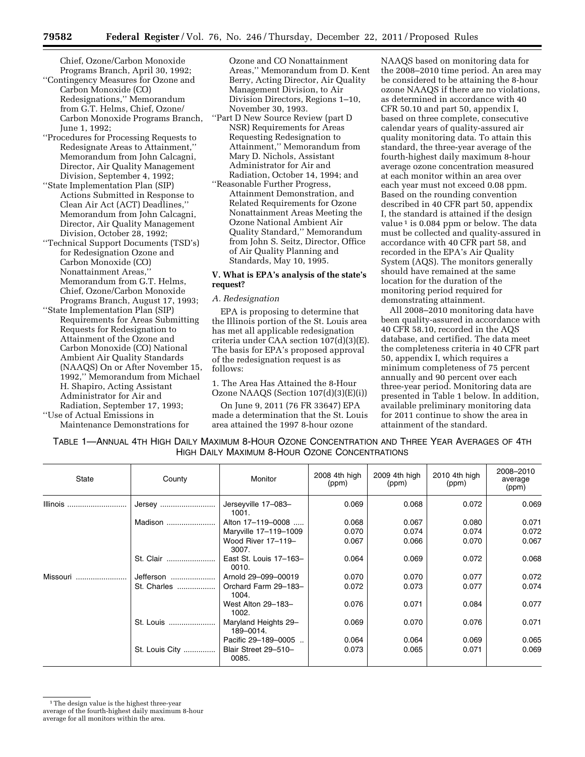Chief, Ozone/Carbon Monoxide Programs Branch, April 30, 1992;

''Contingency Measures for Ozone and Carbon Monoxide (CO) Redesignations,'' Memorandum from G.T. Helms, Chief, Ozone/Carbon Monoxide Programs Branch, June 1, 1992;

''Procedures for Processing Requests to Redesignate Areas to Attainment,'' Memorandum from John Calcagni, Director, Air Quality Management Division, September 4, 1992;

''State Implementation Plan (SIP) Actions Submitted in Response to Clean Air Act (ACT) Deadlines,'' Memorandum from John Calcagni, Director, Air Quality Management Division, October 28, 1992;

''Technical Support Documents (TSD's) for Redesignation Ozone and Carbon Monoxide (CO) Nonattainment Areas,'' Memorandum from G.T. Helms, Chief, Ozone/Carbon Monoxide Programs Branch, August 17, 1993;

''State Implementation Plan (SIP) Requirements for Areas Submitting Requests for Redesignation to Attainment of the Ozone and Carbon Monoxide (CO) National Ambient Air Quality Standards (NAAQS) On or After November 15, 1992,'' Memorandum from Michael H. Shapiro, Acting Assistant Administrator for Air and Radiation, September 17, 1993;

''Use of Actual Emissions in Maintenance Demonstrations for Ozone and CO Nonattainment Areas,'' Memorandum from D. Kent Berry, Acting Director, Air Quality Management Division, to Air Division Directors, Regions 1–10, November 30, 1993.

''Part D New Source Review (part D NSR) Requirements for Areas Requesting Redesignation to Attainment,'' Memorandum from Mary D. Nichols, Assistant Administrator for Air and Radiation, October 14, 1994; and

''Reasonable Further Progress, Attainment Demonstration, and Related Requirements for Ozone Nonattainment Areas Meeting the Ozone National Ambient Air Quality Standard,'' Memorandum from John S. Seitz, Director, Office of Air Quality Planning and Standards, May 10, 1995.

## V. What is EPA's analysis of the state's request?

### *A. Redesignation*

EPA is proposing to determine that the Illinois portion of the St. Louis area has met all applicable redesignation criteria under CAA section 107(d)(3)(E). The basis for EPA's proposed approval of the redesignation request is as follows:

1. The Area Has Attained the 8-Hour Ozone NAAQS (Section 107(d)(3)(E)(i))

On June 9, 2011 (76 FR 33647) EPA made a determination that the St. Louis area attained the 1997 8-hour ozone NAAQS based on monitoring data for the 2008–2010 time period. An area may be considered to be attaining the 8-hour ozone NAAQS if there are no violations, as determined in accordance with 40 CFR 50.10 and part 50, appendix I, based on three complete, consecutive calendar years of quality-assured air quality monitoring data. To attain this standard, the three-year average of the fourth-highest daily maximum 8-hour average ozone concentration measured at each monitor within an area over each year must not exceed 0.08 ppm. Based on the rounding convention described in 40 CFR part 50, appendix I, the standard is attained if the design value[1] is 0.084 ppm or below. The data must be collected and quality-assured in accordance with 40 CFR part 58, and recorded in the EPA's Air Quality System (AQS). The monitors generally should have remained at the same location for the duration of the monitoring period required for demonstrating attainment.

All 2008–2010 monitoring data have been quality-assured in accordance with 40 CFR 58.10, recorded in the AQS database, and certified. The data meet the completeness criteria in 40 CFR part 50, appendix I, which requires a minimum completeness of 75 percent annually and 90 percent over each three-year period. Monitoring data are presented in Table 1 below. In addition, available preliminary monitoring data for 2011 continue to show the area in attainment of the standard.

TABLE 1—ANNUAL 4TH HIGH DAILY MAXIMUM 8-HOUR OZONE CONCENTRATION AND THREE YEAR AVERAGES OF 4TH HIGH DAILY MAXIMUM 8-HOUR OZONE CONCENTRATIONS

| State | County | Monitor | 2008 4th high (ppm) | 2009 4th high (ppm) | 2010 4th high (ppm) | 2008–2010 average (ppm) |
|---|---|---|---|---|---|---|
| Illinois | Jersey | Jerseyville 17–083–1001. | 0.069 | 0.068 | 0.072 | 0.069 |
| | Madison | Alton 17–119–0008 | 0.068 | 0.067 | 0.080 | 0.071 |
| | | Maryville 17–119–1009 | 0.070 | 0.074 | 0.074 | 0.072 |
| | | Wood River 17–119–3007. | 0.067 | 0.066 | 0.070 | 0.067 |
| | St. Clair | East St. Louis 17–163–0010. | 0.064 | 0.069 | 0.072 | 0.068 |
| Missouri | Jefferson | Arnold 29–099–00019 | 0.070 | 0.070 | 0.077 | 0.072 |
| | St. Charles | Orchard Farm 29–183–1004. | 0.072 | 0.073 | 0.077 | 0.074 |
| | | West Alton 29–183–1002. | 0.076 | 0.071 | 0.084 | 0.077 |
| | St. Louis | Maryland Heights 29–189–0014. | 0.069 | 0.070 | 0.076 | 0.071 |
| | | Pacific 29–189–0005 | 0.064 | 0.064 | 0.069 | 0.065 |
| | St. Louis City | Blair Street 29–510–0085. | 0.073 | 0.065 | 0.071 | 0.069 |

[1] The design value is the highest three-year average of the fourth-highest daily maximum 8-hour average for all monitors within the area.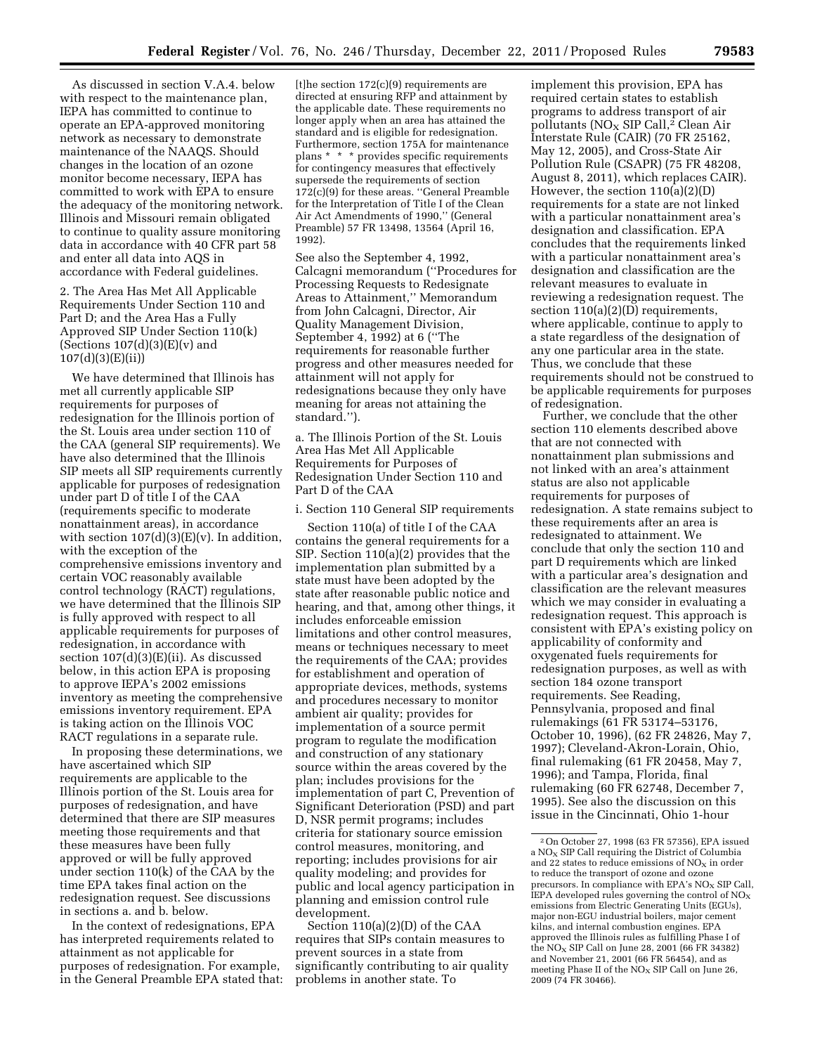As discussed in section V.A.4. below with respect to the maintenance plan, IEPA has committed to continue to operate an EPA-approved monitoring network as necessary to demonstrate maintenance of the NAAQS. Should changes in the location of an ozone monitor become necessary, IEPA has committed to work with EPA to ensure the adequacy of the monitoring network. Illinois and Missouri remain obligated to continue to quality assure monitoring data in accordance with 40 CFR part 58 and enter all data into AQS in accordance with Federal guidelines.

2. The Area Has Met All Applicable Requirements Under Section 110 and Part D; and the Area Has a Fully Approved SIP Under Section 110(k) (Sections 107(d)(3)(E)(v) and 107(d)(3)(E)(ii))

We have determined that Illinois has met all currently applicable SIP requirements for purposes of redesignation for the Illinois portion of the St. Louis area under section 110 of the CAA (general SIP requirements). We have also determined that the Illinois SIP meets all SIP requirements currently applicable for purposes of redesignation under part D of title I of the CAA (requirements specific to moderate nonattainment areas), in accordance with section 107(d)(3)(E)(v). In addition, with the exception of the comprehensive emissions inventory and certain VOC reasonably available control technology (RACT) regulations, we have determined that the Illinois SIP is fully approved with respect to all applicable requirements for purposes of redesignation, in accordance with section 107(d)(3)(E)(ii). As discussed below, in this action EPA is proposing to approve IEPA's 2002 emissions inventory as meeting the comprehensive emissions inventory requirement. EPA is taking action on the Illinois VOC RACT regulations in a separate rule.

In proposing these determinations, we have ascertained which SIP requirements are applicable to the Illinois portion of the St. Louis area for purposes of redesignation, and have determined that there are SIP measures meeting those requirements and that these measures have been fully approved or will be fully approved under section 110(k) of the CAA by the time EPA takes final action on the redesignation request. See discussions in sections a. and b. below.

In the context of redesignations, EPA has interpreted requirements related to attainment as not applicable for purposes of redesignation. For example, in the General Preamble EPA stated that:

> [t]he section 172(c)(9) requirements are directed at ensuring RFP and attainment by the applicable date. These requirements no longer apply when an area has attained the standard and is eligible for redesignation. Furthermore, section 175A for maintenance plans * * * provides specific requirements for contingency measures that effectively supersede the requirements of section 172(c)(9) for these areas. "General Preamble for the Interpretation of Title I of the Clean Air Act Amendments of 1990," (General Preamble) 57 FR 13498, 13564 (April 16, 1992).

See also the September 4, 1992, Calcagni memorandum ("Procedures for Processing Requests to Redesignate Areas to Attainment," Memorandum from John Calcagni, Director, Air Quality Management Division, September 4, 1992) at 6 ("The requirements for reasonable further progress and other measures needed for attainment will not apply for redesignations because they only have meaning for areas not attaining the standard.").

a. The Illinois Portion of the St. Louis Area Has Met All Applicable Requirements for Purposes of Redesignation Under Section 110 and Part D of the CAA

i. Section 110 General SIP requirements

Section 110(a) of title I of the CAA contains the general requirements for a SIP. Section 110(a)(2) provides that the implementation plan submitted by a state must have been adopted by the state after reasonable public notice and hearing, and that, among other things, it includes enforceable emission limitations and other control measures, means or techniques necessary to meet the requirements of the CAA; provides for establishment and operation of appropriate devices, methods, systems and procedures necessary to monitor ambient air quality; provides for implementation of a source permit program to regulate the modification and construction of any stationary source within the areas covered by the plan; includes provisions for the implementation of part C, Prevention of Significant Deterioration (PSD) and part D, NSR permit programs; includes criteria for stationary source emission control measures, monitoring, and reporting; includes provisions for air quality modeling; and provides for public and local agency participation in planning and emission control rule development.

Section 110(a)(2)(D) of the CAA requires that SIPs contain measures to prevent sources in a state from significantly contributing to air quality problems in another state. To implement this provision, EPA has required certain states to establish programs to address transport of air pollutants ($NO_X$ SIP Call,[2] Clean Air Interstate Rule (CAIR) (70 FR 25162, May 12, 2005), and Cross-State Air Pollution Rule (CSAPR) (75 FR 48208, August 8, 2011), which replaces CAIR). However, the section 110(a)(2)(D) requirements for a state are not linked with a particular nonattainment area's designation and classification. EPA concludes that the requirements linked with a particular nonattainment area's designation and classification are the relevant measures to evaluate in reviewing a redesignation request. The section 110(a)(2)(D) requirements, where applicable, continue to apply to a state regardless of the designation of any one particular area in the state. Thus, we conclude that these requirements should not be construed to be applicable requirements for purposes of redesignation.

Further, we conclude that the other section 110 elements described above that are not connected with nonattainment plan submissions and not linked with an area's attainment status are also not applicable requirements for purposes of redesignation. A state remains subject to these requirements after an area is redesignated to attainment. We conclude that only the section 110 and part D requirements which are linked with a particular area's designation and classification are the relevant measures which we may consider in evaluating a redesignation request. This approach is consistent with EPA's existing policy on applicability of conformity and oxygenated fuels requirements for redesignation purposes, as well as with section 184 ozone transport requirements. See Reading, Pennsylvania, proposed and final rulemakings (61 FR 53174–53176, October 10, 1996), (62 FR 24826, May 7, 1997); Cleveland-Akron-Lorain, Ohio, final rulemaking (61 FR 20458, May 7, 1996); and Tampa, Florida, final rulemaking (60 FR 62748, December 7, 1995). See also the discussion on this issue in the Cincinnati, Ohio 1-hour

---

[2] On October 27, 1998 (63 FR 57356), EPA issued a $NO_X$ SIP Call requiring the District of Columbia and 22 states to reduce emissions of $NO_X$ in order to reduce the transport of ozone and ozone precursors. In compliance with EPA's $NO_X$ SIP Call, IEPA developed rules governing the control of $NO_X$ emissions from Electric Generating Units (EGUs), major non-EGU industrial boilers, major cement kilns, and internal combustion engines. EPA approved the Illinois rules as fulfilling Phase I of the $NO_X$ SIP Call on June 28, 2001 (66 FR 34382) and November 21, 2001 (66 FR 56454), and as meeting Phase II of the $NO_X$ SIP Call on June 26, 2009 (74 FR 30466).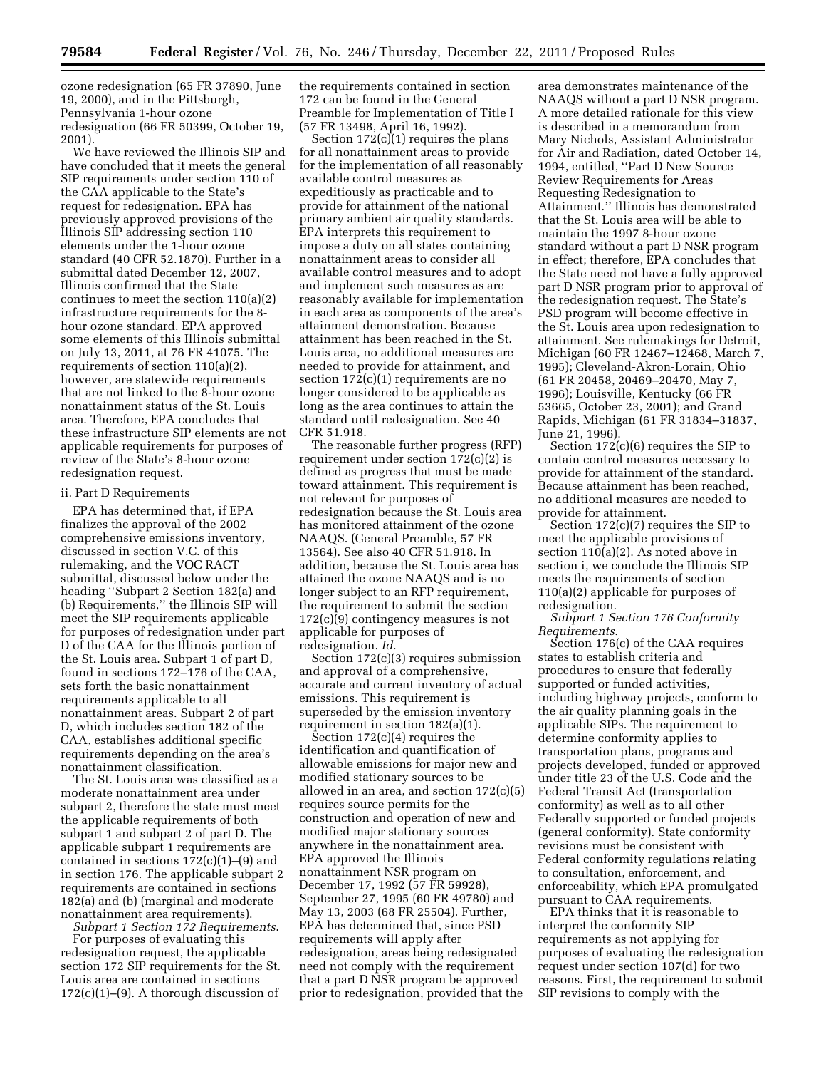ozone redesignation (65 FR 37890, June 19, 2000), and in the Pittsburgh, Pennsylvania 1-hour ozone redesignation (66 FR 50399, October 19, 2001).

We have reviewed the Illinois SIP and have concluded that it meets the general SIP requirements under section 110 of the CAA applicable to the State's request for redesignation. EPA has previously approved provisions of the Illinois SIP addressing section 110 elements under the 1-hour ozone standard (40 CFR 52.1870). Further in a submittal dated December 12, 2007, Illinois confirmed that the State continues to meet the section 110(a)(2) infrastructure requirements for the 8-hour ozone standard. EPA approved some elements of this Illinois submittal on July 13, 2011, at 76 FR 41075. The requirements of section 110(a)(2), however, are statewide requirements that are not linked to the 8-hour ozone nonattainment status of the St. Louis area. Therefore, EPA concludes that these infrastructure SIP elements are not applicable requirements for purposes of review of the State's 8-hour ozone redesignation request.

ii. Part D Requirements

EPA has determined that, if EPA finalizes the approval of the 2002 comprehensive emissions inventory, discussed in section V.C. of this rulemaking, and the VOC RACT submittal, discussed below under the heading "Subpart 2 Section 182(a) and (b) Requirements," the Illinois SIP will meet the SIP requirements applicable for purposes of redesignation under part D of the CAA for the Illinois portion of the St. Louis area. Subpart 1 of part D, found in sections 172–176 of the CAA, sets forth the basic nonattainment requirements applicable to all nonattainment areas. Subpart 2 of part D, which includes section 182 of the CAA, establishes additional specific requirements depending on the area's nonattainment classification.

The St. Louis area was classified as a moderate nonattainment area under subpart 2, therefore the state must meet the applicable requirements of both subpart 1 and subpart 2 of part D. The applicable subpart 1 requirements are contained in sections 172(c)(1)–(9) and in section 176. The applicable subpart 2 requirements are contained in sections 182(a) and (b) (marginal and moderate nonattainment area requirements).

*Subpart 1 Section 172 Requirements.*

For purposes of evaluating this redesignation request, the applicable section 172 SIP requirements for the St. Louis area are contained in sections 172(c)(1)–(9). A thorough discussion of the requirements contained in section 172 can be found in the General Preamble for Implementation of Title I (57 FR 13498, April 16, 1992).

Section 172(c)(1) requires the plans for all nonattainment areas to provide for the implementation of all reasonably available control measures as expeditiously as practicable and to provide for attainment of the national primary ambient air quality standards. EPA interprets this requirement to impose a duty on all states containing nonattainment areas to consider all available control measures and to adopt and implement such measures as are reasonably available for implementation in each area as components of the area's attainment demonstration. Because attainment has been reached in the St. Louis area, no additional measures are needed to provide for attainment, and section 172(c)(1) requirements are no longer considered to be applicable as long as the area continues to attain the standard until redesignation. See 40 CFR 51.918.

The reasonable further progress (RFP) requirement under section 172(c)(2) is defined as progress that must be made toward attainment. This requirement is not relevant for purposes of redesignation because the St. Louis area has monitored attainment of the ozone NAAQS. (General Preamble, 57 FR 13564). See also 40 CFR 51.918. In addition, because the St. Louis area has attained the ozone NAAQS and is no longer subject to an RFP requirement, the requirement to submit the section 172(c)(9) contingency measures is not applicable for purposes of redesignation. *Id.*

Section 172(c)(3) requires submission and approval of a comprehensive, accurate and current inventory of actual emissions. This requirement is superseded by the emission inventory requirement in section 182(a)(1).

Section 172(c)(4) requires the identification and quantification of allowable emissions for major new and modified stationary sources to be allowed in an area, and section 172(c)(5) requires source permits for the construction and operation of new and modified major stationary sources anywhere in the nonattainment area. EPA approved the Illinois nonattainment NSR program on December 17, 1992 (57 FR 59928), September 27, 1995 (60 FR 49780) and May 13, 2003 (68 FR 25504). Further, EPA has determined that, since PSD requirements will apply after redesignation, areas being redesignated need not comply with the requirement that a part D NSR program be approved prior to redesignation, provided that the area demonstrates maintenance of the NAAQS without a part D NSR program. A more detailed rationale for this view is described in a memorandum from Mary Nichols, Assistant Administrator for Air and Radiation, dated October 14, 1994, entitled, "Part D New Source Review Requirements for Areas Requesting Redesignation to Attainment." Illinois has demonstrated that the St. Louis area will be able to maintain the 1997 8-hour ozone standard without a part D NSR program in effect; therefore, EPA concludes that the State need not have a fully approved part D NSR program prior to approval of the redesignation request. The State's PSD program will become effective in the St. Louis area upon redesignation to attainment. See rulemakings for Detroit, Michigan (60 FR 12467–12468, March 7, 1995); Cleveland-Akron-Lorain, Ohio (61 FR 20458, 20469–20470, May 7, 1996); Louisville, Kentucky (66 FR 53665, October 23, 2001); and Grand Rapids, Michigan (61 FR 31834–31837, June 21, 1996).

Section 172(c)(6) requires the SIP to contain control measures necessary to provide for attainment of the standard. Because attainment has been reached, no additional measures are needed to provide for attainment.

Section 172(c)(7) requires the SIP to meet the applicable provisions of section 110(a)(2). As noted above in section i, we conclude the Illinois SIP meets the requirements of section 110(a)(2) applicable for purposes of redesignation.

*Subpart 1 Section 176 Conformity Requirements.*

Section 176(c) of the CAA requires states to establish criteria and procedures to ensure that federally supported or funded activities, including highway projects, conform to the air quality planning goals in the applicable SIPs. The requirement to determine conformity applies to transportation plans, programs and projects developed, funded or approved under title 23 of the U.S. Code and the Federal Transit Act (transportation conformity) as well as to all other Federally supported or funded projects (general conformity). State conformity revisions must be consistent with Federal conformity regulations relating to consultation, enforcement, and enforceability, which EPA promulgated pursuant to CAA requirements.

EPA thinks that it is reasonable to interpret the conformity SIP requirements as not applying for purposes of evaluating the redesignation request under section 107(d) for two reasons. First, the requirement to submit SIP revisions to comply with the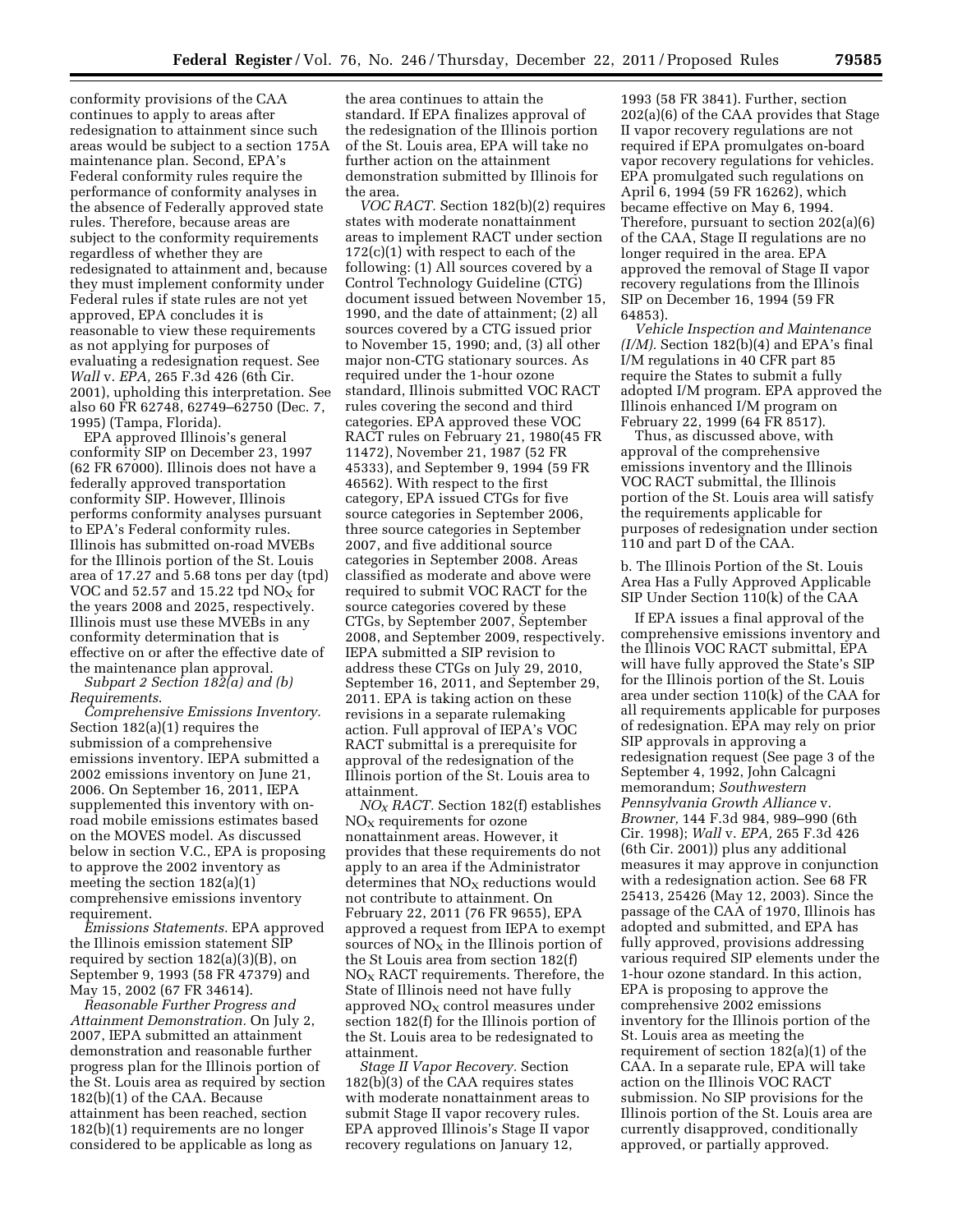conformity provisions of the CAA continues to apply to areas after redesignation to attainment since such areas would be subject to a section 175A maintenance plan. Second, EPA's Federal conformity rules require the performance of conformity analyses in the absence of Federally approved state rules. Therefore, because areas are subject to the conformity requirements regardless of whether they are redesignated to attainment and, because they must implement conformity under Federal rules if state rules are not yet approved, EPA concludes it is reasonable to view these requirements as not applying for purposes of evaluating a redesignation request. See *Wall* v. *EPA,* 265 F.3d 426 (6th Cir. 2001), upholding this interpretation. See also 60 FR 62748, 62749–62750 (Dec. 7, 1995) (Tampa, Florida).

EPA approved Illinois's general conformity SIP on December 23, 1997 (62 FR 67000). Illinois does not have a federally approved transportation conformity SIP. However, Illinois performs conformity analyses pursuant to EPA's Federal conformity rules. Illinois has submitted on-road MVEBs for the Illinois portion of the St. Louis area of 17.27 and 5.68 tons per day (tpd) VOC and 52.57 and 15.22 tpd $NO_X$ for the years 2008 and 2025, respectively. Illinois must use these MVEBs in any conformity determination that is effective on or after the effective date of the maintenance plan approval.

*Subpart 2 Section 182(a) and (b) Requirements.*

*Comprehensive Emissions Inventory.* Section 182(a)(1) requires the submission of a comprehensive emissions inventory. IEPA submitted a 2002 emissions inventory on June 21, 2006. On September 16, 2011, IEPA supplemented this inventory with on-road mobile emissions estimates based on the MOVES model. As discussed below in section V.C., EPA is proposing to approve the 2002 inventory as meeting the section 182(a)(1) comprehensive emissions inventory requirement.

*Emissions Statements.* EPA approved the Illinois emission statement SIP required by section 182(a)(3)(B), on September 9, 1993 (58 FR 47379) and May 15, 2002 (67 FR 34614).

*Reasonable Further Progress and Attainment Demonstration.* On July 2, 2007, IEPA submitted an attainment demonstration and reasonable further progress plan for the Illinois portion of the St. Louis area as required by section 182(b)(1) of the CAA. Because attainment has been reached, section 182(b)(1) requirements are no longer considered to be applicable as long as the area continues to attain the standard. If EPA finalizes approval of the redesignation of the Illinois portion of the St. Louis area, EPA will take no further action on the attainment demonstration submitted by Illinois for the area.

*VOC RACT.* Section 182(b)(2) requires states with moderate nonattainment areas to implement RACT under section 172(c)(1) with respect to each of the following: (1) All sources covered by a Control Technology Guideline (CTG) document issued between November 15, 1990, and the date of attainment; (2) all sources covered by a CTG issued prior to November 15, 1990; and, (3) all other major non-CTG stationary sources. As required under the 1-hour ozone standard, Illinois submitted VOC RACT rules covering the second and third categories. EPA approved these VOC RACT rules on February 21, 1980(45 FR 11472), November 21, 1987 (52 FR 45333), and September 9, 1994 (59 FR 46562). With respect to the first category, EPA issued CTGs for five source categories in September 2006, three source categories in September 2007, and five additional source categories in September 2008. Areas classified as moderate and above were required to submit VOC RACT for the source categories covered by these CTGs, by September 2007, September 2008, and September 2009, respectively. IEPA submitted a SIP revision to address these CTGs on July 29, 2010, September 16, 2011, and September 29, 2011. EPA is taking action on these revisions in a separate rulemaking action. Full approval of IEPA's VOC RACT submittal is a prerequisite for approval of the redesignation of the Illinois portion of the St. Louis area to attainment.

*$NO_X$ RACT.* Section 182(f) establishes $NO_X$ requirements for ozone nonattainment areas. However, it provides that these requirements do not apply to an area if the Administrator determines that $NO_X$ reductions would not contribute to attainment. On February 22, 2011 (76 FR 9655), EPA approved a request from IEPA to exempt sources of $NO_X$ in the Illinois portion of the St Louis area from section 182(f) $NO_X$ RACT requirements. Therefore, the State of Illinois need not have fully approved $NO_X$ control measures under section 182(f) for the Illinois portion of the St. Louis area to be redesignated to attainment.

*Stage II Vapor Recovery.* Section 182(b)(3) of the CAA requires states with moderate nonattainment areas to submit Stage II vapor recovery rules. EPA approved Illinois's Stage II vapor recovery regulations on January 12, 1993 (58 FR 3841). Further, section 202(a)(6) of the CAA provides that Stage II vapor recovery regulations are not required if EPA promulgates on-board vapor recovery regulations for vehicles. EPA promulgated such regulations on April 6, 1994 (59 FR 16262), which became effective on May 6, 1994. Therefore, pursuant to section 202(a)(6) of the CAA, Stage II regulations are no longer required in the area. EPA approved the removal of Stage II vapor recovery regulations from the Illinois SIP on December 16, 1994 (59 FR 64853).

*Vehicle Inspection and Maintenance (I/M).* Section 182(b)(4) and EPA's final I/M regulations in 40 CFR part 85 require the States to submit a fully adopted I/M program. EPA approved the Illinois enhanced I/M program on February 22, 1999 (64 FR 8517).

Thus, as discussed above, with approval of the comprehensive emissions inventory and the Illinois VOC RACT submittal, the Illinois portion of the St. Louis area will satisfy the requirements applicable for purposes of redesignation under section 110 and part D of the CAA.

b. The Illinois Portion of the St. Louis Area Has a Fully Approved Applicable SIP Under Section 110(k) of the CAA

If EPA issues a final approval of the comprehensive emissions inventory and the Illinois VOC RACT submittal, EPA will have fully approved the State's SIP for the Illinois portion of the St. Louis area under section 110(k) of the CAA for all requirements applicable for purposes of redesignation. EPA may rely on prior SIP approvals in approving a redesignation request (See page 3 of the September 4, 1992, John Calcagni memorandum; *Southwestern Pennsylvania Growth Alliance* v. *Browner,* 144 F.3d 984, 989–990 (6th Cir. 1998); *Wall* v. *EPA,* 265 F.3d 426 (6th Cir. 2001)) plus any additional measures it may approve in conjunction with a redesignation action. See 68 FR 25413, 25426 (May 12, 2003). Since the passage of the CAA of 1970, Illinois has adopted and submitted, and EPA has fully approved, provisions addressing various required SIP elements under the 1-hour ozone standard. In this action, EPA is proposing to approve the comprehensive 2002 emissions inventory for the Illinois portion of the St. Louis area as meeting the requirement of section 182(a)(1) of the CAA. In a separate rule, EPA will take action on the Illinois VOC RACT submission. No SIP provisions for the Illinois portion of the St. Louis area are currently disapproved, conditionally approved, or partially approved.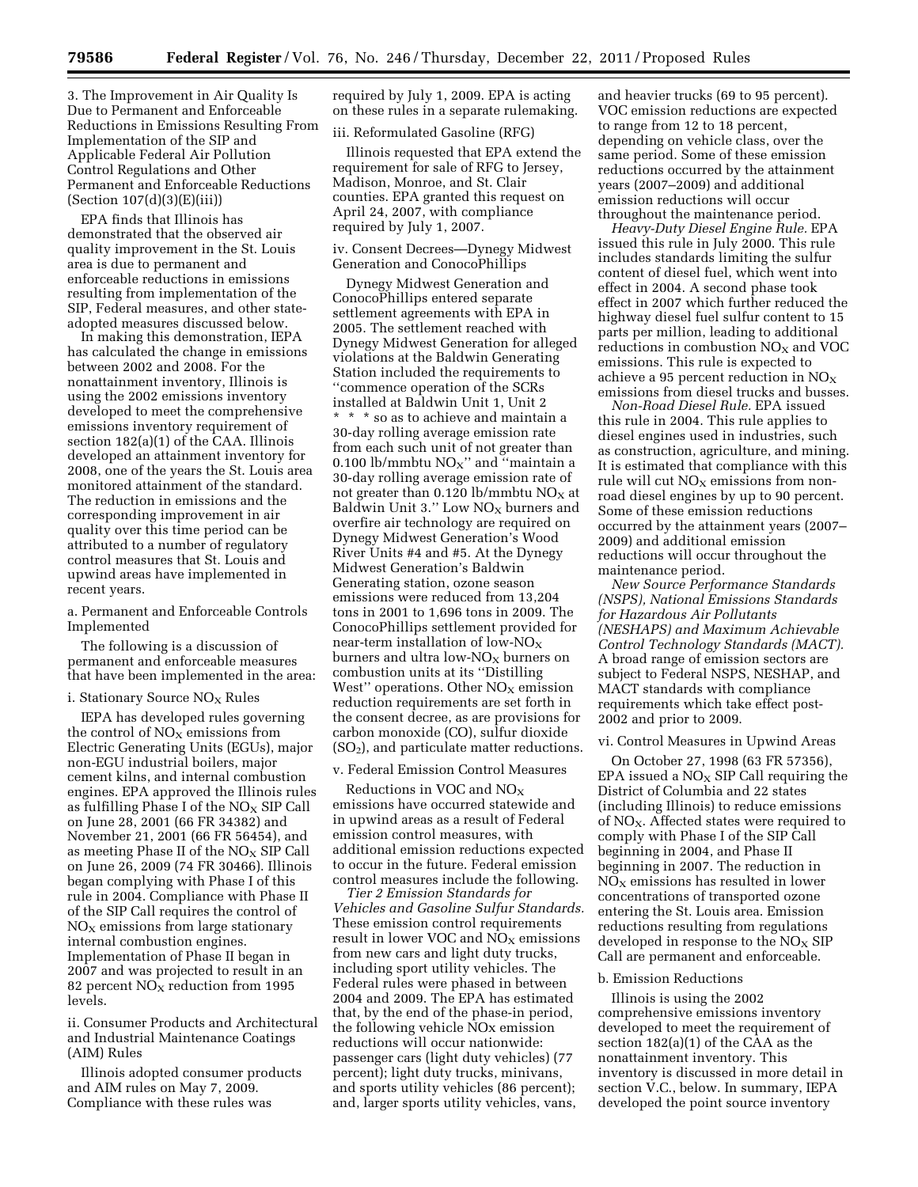3. The Improvement in Air Quality Is Due to Permanent and Enforceable Reductions in Emissions Resulting From Implementation of the SIP and Applicable Federal Air Pollution Control Regulations and Other Permanent and Enforceable Reductions (Section 107(d)(3)(E)(iii))

EPA finds that Illinois has demonstrated that the observed air quality improvement in the St. Louis area is due to permanent and enforceable reductions in emissions resulting from implementation of the SIP, Federal measures, and other state-adopted measures discussed below.

In making this demonstration, IEPA has calculated the change in emissions between 2002 and 2008. For the nonattainment inventory, Illinois is using the 2002 emissions inventory developed to meet the comprehensive emissions inventory requirement of section 182(a)(1) of the CAA. Illinois developed an attainment inventory for 2008, one of the years the St. Louis area monitored attainment of the standard. The reduction in emissions and the corresponding improvement in air quality over this time period can be attributed to a number of regulatory control measures that St. Louis and upwind areas have implemented in recent years.

a. Permanent and Enforceable Controls Implemented

The following is a discussion of permanent and enforceable measures that have been implemented in the area:

i. Stationary Source $NO_X$ Rules

IEPA has developed rules governing the control of $NO_X$ emissions from Electric Generating Units (EGUs), major non-EGU industrial boilers, major cement kilns, and internal combustion engines. EPA approved the Illinois rules as fulfilling Phase I of the $NO_X$ SIP Call on June 28, 2001 (66 FR 34382) and November 21, 2001 (66 FR 56454), and as meeting Phase II of the $NO_X$ SIP Call on June 26, 2009 (74 FR 30466). Illinois began complying with Phase I of this rule in 2004. Compliance with Phase II of the SIP Call requires the control of $NO_X$ emissions from large stationary internal combustion engines. Implementation of Phase II began in 2007 and was projected to result in an 82 percent $NO_X$ reduction from 1995 levels.

ii. Consumer Products and Architectural and Industrial Maintenance Coatings (AIM) Rules

Illinois adopted consumer products and AIM rules on May 7, 2009. Compliance with these rules was required by July 1, 2009. EPA is acting on these rules in a separate rulemaking.

iii. Reformulated Gasoline (RFG)

Illinois requested that EPA extend the requirement for sale of RFG to Jersey, Madison, Monroe, and St. Clair counties. EPA granted this request on April 24, 2007, with compliance required by July 1, 2007.

iv. Consent Decrees—Dynegy Midwest Generation and ConocoPhillips

Dynegy Midwest Generation and ConocoPhillips entered separate settlement agreements with EPA in 2005. The settlement reached with Dynegy Midwest Generation for alleged violations at the Baldwin Generating Station included the requirements to "commence operation of the SCRs installed at Baldwin Unit 1, Unit 2 * * * so as to achieve and maintain a 30-day rolling average emission rate from each such unit of not greater than 0.100 lb/mmbtu $NO_X$" and "maintain a 30-day rolling average emission rate of not greater than 0.120 lb/mmbtu $NO_X$ at Baldwin Unit 3." Low $NO_X$ burners and overfire air technology are required on Dynegy Midwest Generation's Wood River Units #4 and #5. At the Dynegy Midwest Generation's Baldwin Generating station, ozone season emissions were reduced from 13,204 tons in 2001 to 1,696 tons in 2009. The ConocoPhillips settlement provided for near-term installation of low-$NO_X$ burners and ultra low-$NO_X$ burners on combustion units at its "Distilling West" operations. Other $NO_X$ emission reduction requirements are set forth in the consent decree, as are provisions for carbon monoxide (CO), sulfur dioxide ($SO_2$), and particulate matter reductions.

v. Federal Emission Control Measures

Reductions in VOC and $NO_X$ emissions have occurred statewide and in upwind areas as a result of Federal emission control measures, with additional emission reductions expected to occur in the future. Federal emission control measures include the following.

*Tier 2 Emission Standards for Vehicles and Gasoline Sulfur Standards.* These emission control requirements result in lower VOC and $NO_X$ emissions from new cars and light duty trucks, including sport utility vehicles. The Federal rules were phased in between 2004 and 2009. The EPA has estimated that, by the end of the phase-in period, the following vehicle NOx emission reductions will occur nationwide: passenger cars (light duty vehicles) (77 percent); light duty trucks, minivans, and sports utility vehicles (86 percent); and, larger sports utility vehicles, vans, and heavier trucks (69 to 95 percent). VOC emission reductions are expected to range from 12 to 18 percent, depending on vehicle class, over the same period. Some of these emission reductions occurred by the attainment years (2007–2009) and additional emission reductions will occur throughout the maintenance period.

*Heavy-Duty Diesel Engine Rule.* EPA issued this rule in July 2000. This rule includes standards limiting the sulfur content of diesel fuel, which went into effect in 2004. A second phase took effect in 2007 which further reduced the highway diesel fuel sulfur content to 15 parts per million, leading to additional reductions in combustion $NO_X$ and VOC emissions. This rule is expected to achieve a 95 percent reduction in $NO_X$ emissions from diesel trucks and busses.

*Non-Road Diesel Rule.* EPA issued this rule in 2004. This rule applies to diesel engines used in industries, such as construction, agriculture, and mining. It is estimated that compliance with this rule will cut $NO_X$ emissions from non-road diesel engines by up to 90 percent. Some of these emission reductions occurred by the attainment years (2007–2009) and additional emission reductions will occur throughout the maintenance period.

*New Source Performance Standards (NSPS), National Emissions Standards for Hazardous Air Pollutants (NESHAPS) and Maximum Achievable Control Technology Standards (MACT).* A broad range of emission sectors are subject to Federal NSPS, NESHAP, and MACT standards with compliance requirements which take effect post-2002 and prior to 2009.

vi. Control Measures in Upwind Areas

On October 27, 1998 (63 FR 57356), EPA issued a $NO_X$ SIP Call requiring the District of Columbia and 22 states (including Illinois) to reduce emissions of $NO_X$. Affected states were required to comply with Phase I of the SIP Call beginning in 2004, and Phase II beginning in 2007. The reduction in $NO_X$ emissions has resulted in lower concentrations of transported ozone entering the St. Louis area. Emission reductions resulting from regulations developed in response to the $NO_X$ SIP Call are permanent and enforceable.

b. Emission Reductions

Illinois is using the 2002 comprehensive emissions inventory developed to meet the requirement of section 182(a)(1) of the CAA as the nonattainment inventory. This inventory is discussed in more detail in section V.C., below. In summary, IEPA developed the point source inventory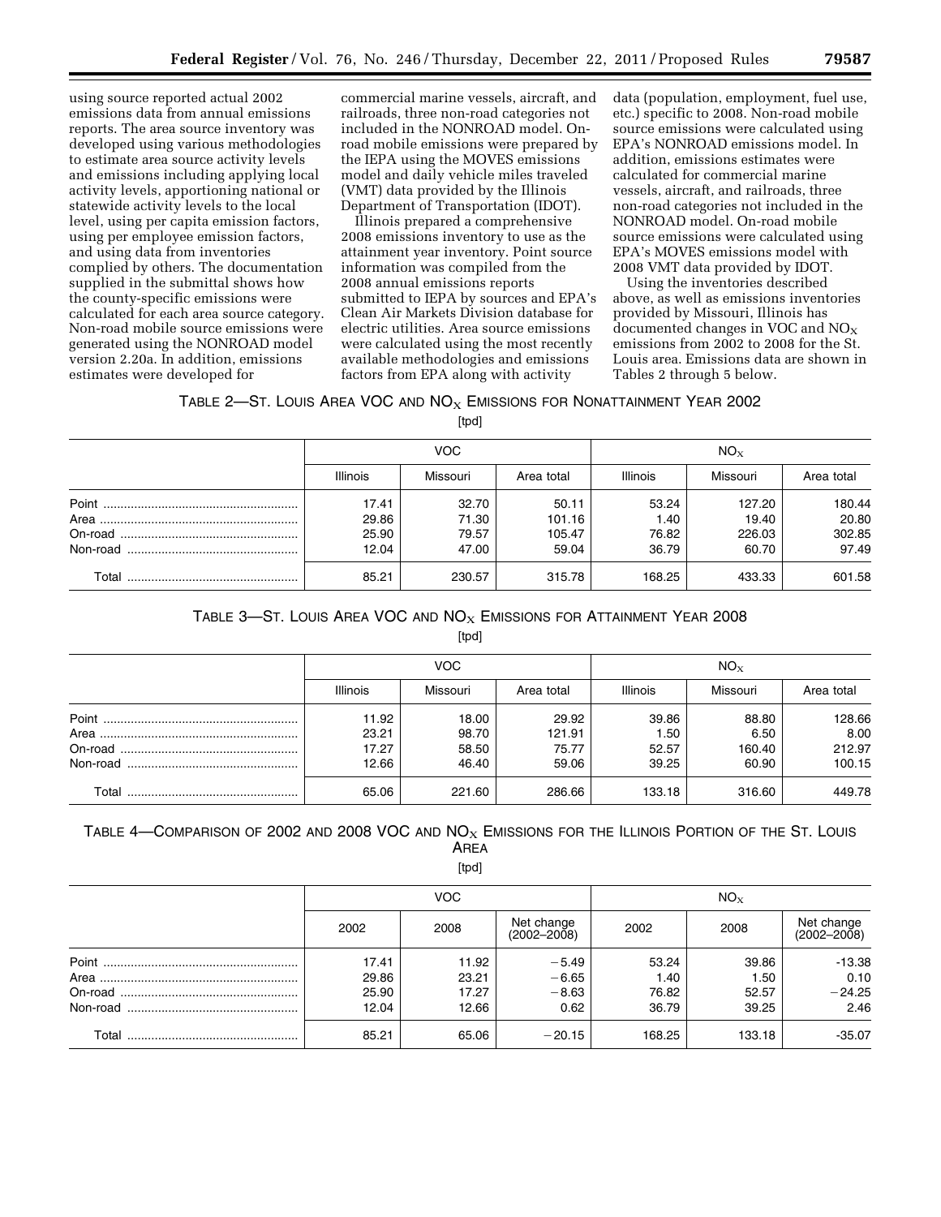using source reported actual 2002 emissions data from annual emissions reports. The area source inventory was developed using various methodologies to estimate area source activity levels and emissions including applying local activity levels, apportioning national or statewide activity levels to the local level, using per capita emission factors, using per employee emission factors, and using data from inventories complied by others. The documentation supplied in the submittal shows how the county-specific emissions were calculated for each area source category. Non-road mobile source emissions were generated using the NONROAD model version 2.20a. In addition, emissions estimates were developed for commercial marine vessels, aircraft, and railroads, three non-road categories not included in the NONROAD model. On-road mobile emissions were prepared by the IEPA using the MOVES emissions model and daily vehicle miles traveled (VMT) data provided by the Illinois Department of Transportation (IDOT).

Illinois prepared a comprehensive 2008 emissions inventory to use as the attainment year inventory. Point source information was compiled from the 2008 annual emissions reports submitted to IEPA by sources and EPA's Clean Air Markets Division database for electric utilities. Area source emissions were calculated using the most recently available methodologies and emissions factors from EPA along with activity data (population, employment, fuel use, etc.) specific to 2008. Non-road mobile source emissions were calculated using EPA's NONROAD emissions model. In addition, emissions estimates were calculated for commercial marine vessels, aircraft, and railroads, three non-road categories not included in the NONROAD model. On-road mobile source emissions were calculated using EPA's MOVES emissions model with 2008 VMT data provided by IDOT.

Using the inventories described above, as well as emissions inventories provided by Missouri, Illinois has documented changes in VOC and $NO_X$ emissions from 2002 to 2008 for the St. Louis area. Emissions data are shown in Tables 2 through 5 below.

TABLE 2—ST. LOUIS AREA VOC AND $NO_X$ EMISSIONS FOR NONATTAINMENT YEAR 2002

[tpd]

| | VOC | | | $NO_X$ | | |
|---|---|---|---|---|---|---|
| | Illinois | Missouri | Area total | Illinois | Missouri | Area total |
| Point | 17.41 | 32.70 | 50.11 | 53.24 | 127.20 | 180.44 |
| Area | 29.86 | 71.30 | 101.16 | 1.40 | 19.40 | 20.80 |
| On-road | 25.90 | 79.57 | 105.47 | 76.82 | 226.03 | 302.85 |
| Non-road | 12.04 | 47.00 | 59.04 | 36.79 | 60.70 | 97.49 |
| Total | 85.21 | 230.57 | 315.78 | 168.25 | 433.33 | 601.58 |

TABLE 3—ST. LOUIS AREA VOC AND $NO_X$ EMISSIONS FOR ATTAINMENT YEAR 2008

[tpd]

| | VOC | | | $NO_X$ | | |
|---|---|---|---|---|---|---|
| | Illinois | Missouri | Area total | Illinois | Missouri | Area total |
| Point | 11.92 | 18.00 | 29.92 | 39.86 | 88.80 | 128.66 |
| Area | 23.21 | 98.70 | 121.91 | 1.50 | 6.50 | 8.00 |
| On-road | 17.27 | 58.50 | 75.77 | 52.57 | 160.40 | 212.97 |
| Non-road | 12.66 | 46.40 | 59.06 | 39.25 | 60.90 | 100.15 |
| Total | 65.06 | 221.60 | 286.66 | 133.18 | 316.60 | 449.78 |

TABLE 4—COMPARISON OF 2002 AND 2008 VOC AND $NO_X$ EMISSIONS FOR THE ILLINOIS PORTION OF THE ST. LOUIS AREA

[tpd]

| | VOC | | | $NO_X$ | | |
|---|---|---|---|---|---|---|
| | 2002 | 2008 | Net change (2002–2008) | 2002 | 2008 | Net change (2002–2008) |
| Point | 17.41 | 11.92 | −5.49 | 53.24 | 39.86 | -13.38 |
| Area | 29.86 | 23.21 | −6.65 | 1.40 | 1.50 | 0.10 |
| On-road | 25.90 | 17.27 | −8.63 | 76.82 | 52.57 | −24.25 |
| Non-road | 12.04 | 12.66 | 0.62 | 36.79 | 39.25 | 2.46 |
| Total | 85.21 | 65.06 | −20.15 | 168.25 | 133.18 | -35.07 |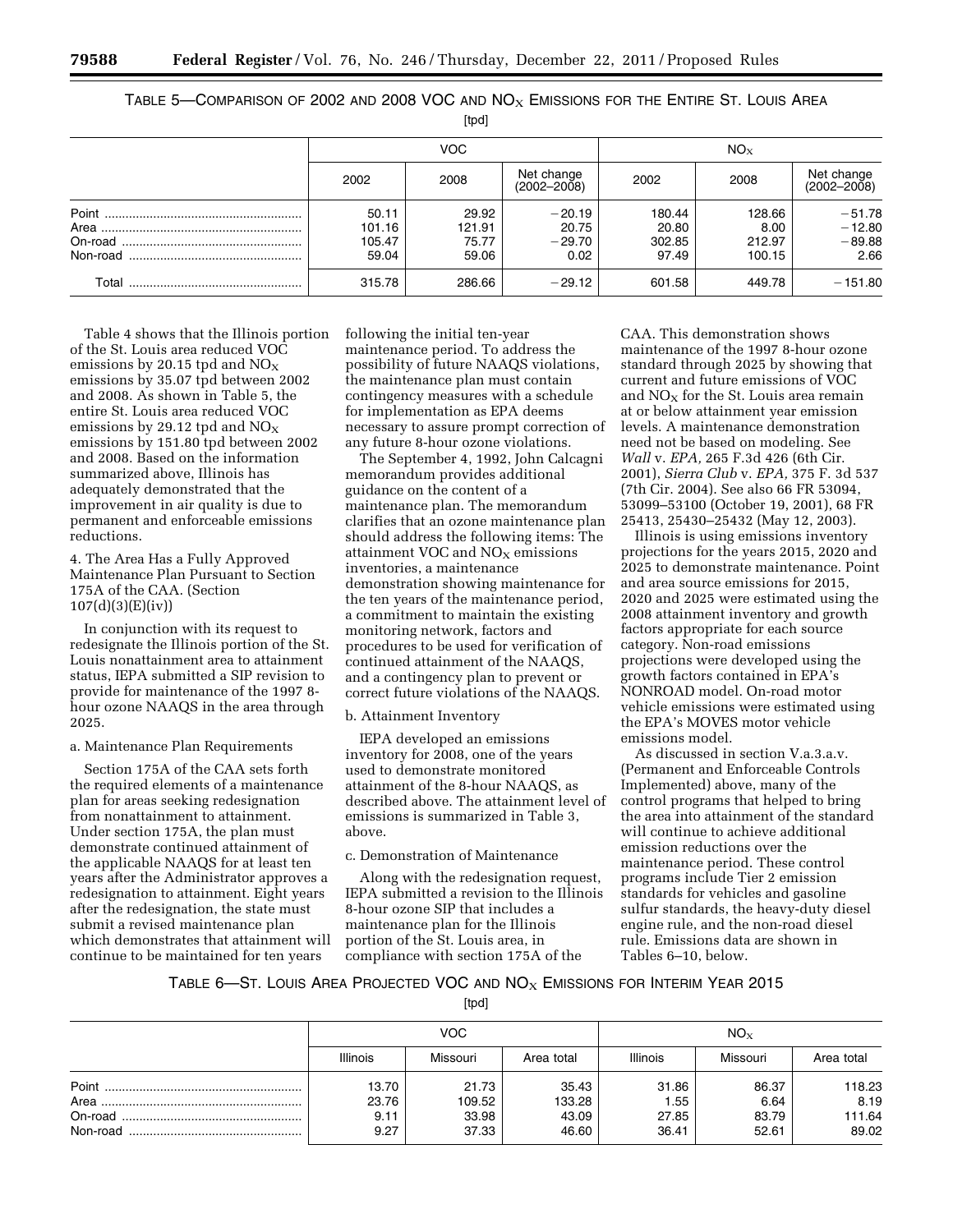TABLE 5—COMPARISON OF 2002 AND 2008 VOC AND $NO_X$ EMISSIONS FOR THE ENTIRE ST. LOUIS AREA

[tpd]

| | VOC | | | $NO_X$ | | |
|---|---|---|---|---|---|---|
| | 2002 | 2008 | Net change (2002–2008) | 2002 | 2008 | Net change (2002–2008) |
| Point | 50.11 | 29.92 | −20.19 | 180.44 | 128.66 | −51.78 |
| Area | 101.16 | 121.91 | 20.75 | 20.80 | 8.00 | −12.80 |
| On-road | 105.47 | 75.77 | −29.70 | 302.85 | 212.97 | −89.88 |
| Non-road | 59.04 | 59.06 | 0.02 | 97.49 | 100.15 | 2.66 |
| Total | 315.78 | 286.66 | −29.12 | 601.58 | 449.78 | −151.80 |

Table 4 shows that the Illinois portion of the St. Louis area reduced VOC emissions by 20.15 tpd and $NO_X$ emissions by 35.07 tpd between 2002 and 2008. As shown in Table 5, the entire St. Louis area reduced VOC emissions by 29.12 tpd and $NO_X$ emissions by 151.80 tpd between 2002 and 2008. Based on the information summarized above, Illinois has adequately demonstrated that the improvement in air quality is due to permanent and enforceable emissions reductions.

4. The Area Has a Fully Approved Maintenance Plan Pursuant to Section 175A of the CAA. (Section 107(d)(3)(E)(iv))

In conjunction with its request to redesignate the Illinois portion of the St. Louis nonattainment area to attainment status, IEPA submitted a SIP revision to provide for maintenance of the 1997 8-hour ozone NAAQS in the area through 2025.

a. Maintenance Plan Requirements

Section 175A of the CAA sets forth the required elements of a maintenance plan for areas seeking redesignation from nonattainment to attainment. Under section 175A, the plan must demonstrate continued attainment of the applicable NAAQS for at least ten years after the Administrator approves a redesignation to attainment. Eight years after the redesignation, the state must submit a revised maintenance plan which demonstrates that attainment will continue to be maintained for ten years following the initial ten-year maintenance period. To address the possibility of future NAAQS violations, the maintenance plan must contain contingency measures with a schedule for implementation as EPA deems necessary to assure prompt correction of any future 8-hour ozone violations.

The September 4, 1992, John Calcagni memorandum provides additional guidance on the content of a maintenance plan. The memorandum clarifies that an ozone maintenance plan should address the following items: The attainment VOC and $NO_X$ emissions inventories, a maintenance demonstration showing maintenance for the ten years of the maintenance period, a commitment to maintain the existing monitoring network, factors and procedures to be used for verification of continued attainment of the NAAQS, and a contingency plan to prevent or correct future violations of the NAAQS.

b. Attainment Inventory

IEPA developed an emissions inventory for 2008, one of the years used to demonstrate monitored attainment of the 8-hour NAAQS, as described above. The attainment level of emissions is summarized in Table 3, above.

c. Demonstration of Maintenance

Along with the redesignation request, IEPA submitted a revision to the Illinois 8-hour ozone SIP that includes a maintenance plan for the Illinois portion of the St. Louis area, in compliance with section 175A of the CAA. This demonstration shows maintenance of the 1997 8-hour ozone standard through 2025 by showing that current and future emissions of VOC and $NO_X$ for the St. Louis area remain at or below attainment year emission levels. A maintenance demonstration need not be based on modeling. See *Wall* v. *EPA,* 265 F.3d 426 (6th Cir. 2001), *Sierra Club* v. *EPA,* 375 F. 3d 537 (7th Cir. 2004). See also 66 FR 53094, 53099–53100 (October 19, 2001), 68 FR 25413, 25430–25432 (May 12, 2003).

Illinois is using emissions inventory projections for the years 2015, 2020 and 2025 to demonstrate maintenance. Point and area source emissions for 2015, 2020 and 2025 were estimated using the 2008 attainment inventory and growth factors appropriate for each source category. Non-road emissions projections were developed using the growth factors contained in EPA's NONROAD model. On-road motor vehicle emissions were estimated using the EPA's MOVES motor vehicle emissions model.

As discussed in section V.a.3.a.v. (Permanent and Enforceable Controls Implemented) above, many of the control programs that helped to bring the area into attainment of the standard will continue to achieve additional emission reductions over the maintenance period. These control programs include Tier 2 emission standards for vehicles and gasoline sulfur standards, the heavy-duty diesel engine rule, and the non-road diesel rule. Emissions data are shown in Tables 6–10, below.

TABLE 6—ST. LOUIS AREA PROJECTED VOC AND $NO_X$ EMISSIONS FOR INTERIM YEAR 2015

[tpd]

| | VOC | | | $NO_X$ | | |
|---|---|---|---|---|---|---|
| | Illinois | Missouri | Area total | Illinois | Missouri | Area total |
| Point | 13.70 | 21.73 | 35.43 | 31.86 | 86.37 | 118.23 |
| Area | 23.76 | 109.52 | 133.28 | 1.55 | 6.64 | 8.19 |
| On-road | 9.11 | 33.98 | 43.09 | 27.85 | 83.79 | 111.64 |
| Non-road | 9.27 | 37.33 | 46.60 | 36.41 | 52.61 | 89.02 |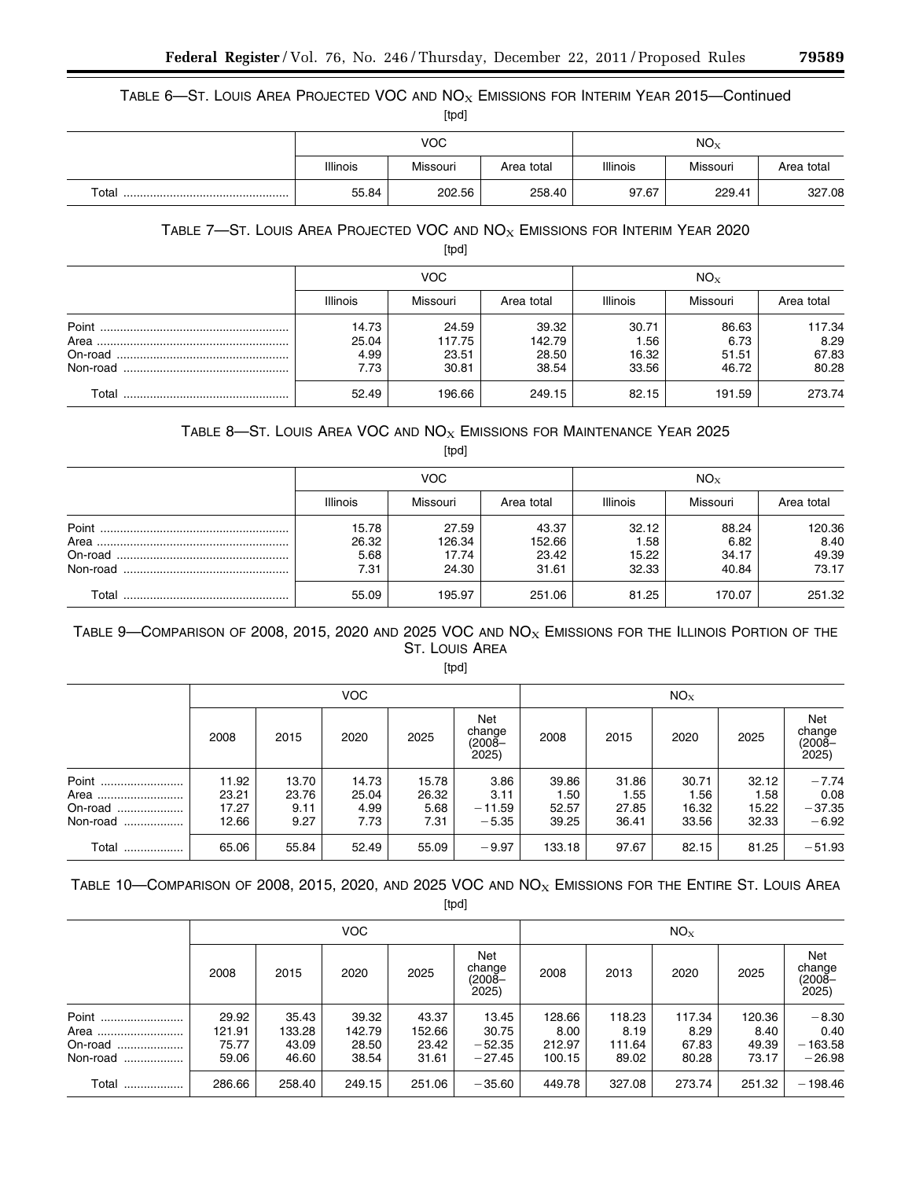TABLE 6—ST. LOUIS AREA PROJECTED VOC AND $NO_X$ EMISSIONS FOR INTERIM YEAR 2015—Continued

[tpd]

| | VOC | | | $NO_X$ | | |
|---|---|---|---|---|---|---|
| | Illinois | Missouri | Area total | Illinois | Missouri | Area total |
| Total | 55.84 | 202.56 | 258.40 | 97.67 | 229.41 | 327.08 |

TABLE 7—ST. LOUIS AREA PROJECTED VOC AND $NO_X$ EMISSIONS FOR INTERIM YEAR 2020

[tpd]

| | VOC | | | $NO_X$ | | |
|---|---|---|---|---|---|---|
| | Illinois | Missouri | Area total | Illinois | Missouri | Area total |
| Point | 14.73 | 24.59 | 39.32 | 30.71 | 86.63 | 117.34 |
| Area | 25.04 | 117.75 | 142.79 | 1.56 | 6.73 | 8.29 |
| On-road | 4.99 | 23.51 | 28.50 | 16.32 | 51.51 | 67.83 |
| Non-road | 7.73 | 30.81 | 38.54 | 33.56 | 46.72 | 80.28 |
| Total | 52.49 | 196.66 | 249.15 | 82.15 | 191.59 | 273.74 |

TABLE 8—ST. LOUIS AREA VOC AND $NO_X$ EMISSIONS FOR MAINTENANCE YEAR 2025

[tpd]

| | VOC | | | $NO_X$ | | |
|---|---|---|---|---|---|---|
| | Illinois | Missouri | Area total | Illinois | Missouri | Area total |
| Point | 15.78 | 27.59 | 43.37 | 32.12 | 88.24 | 120.36 |
| Area | 26.32 | 126.34 | 152.66 | 1.58 | 6.82 | 8.40 |
| On-road | 5.68 | 17.74 | 23.42 | 15.22 | 34.17 | 49.39 |
| Non-road | 7.31 | 24.30 | 31.61 | 32.33 | 40.84 | 73.17 |
| Total | 55.09 | 195.97 | 251.06 | 81.25 | 170.07 | 251.32 |

TABLE 9—COMPARISON OF 2008, 2015, 2020 AND 2025 VOC AND $NO_X$ EMISSIONS FOR THE ILLINOIS PORTION OF THE ST. LOUIS AREA

[tpd]

| | VOC | | | | | $NO_X$ | | | | |
|---|---|---|---|---|---|---|---|---|---|---|
| | 2008 | 2015 | 2020 | 2025 | Net change (2008–2025) | 2008 | 2015 | 2020 | 2025 | Net change (2008–2025) |
| Point | 11.92 | 13.70 | 14.73 | 15.78 | 3.86 | 39.86 | 31.86 | 30.71 | 32.12 | −7.74 |
| Area | 23.21 | 23.76 | 25.04 | 26.32 | 3.11 | 1.50 | 1.55 | 1.56 | 1.58 | 0.08 |
| On-road | 17.27 | 9.11 | 4.99 | 5.68 | −11.59 | 52.57 | 27.85 | 16.32 | 15.22 | −37.35 |
| Non-road | 12.66 | 9.27 | 7.73 | 7.31 | −5.35 | 39.25 | 36.41 | 33.56 | 32.33 | −6.92 |
| Total | 65.06 | 55.84 | 52.49 | 55.09 | −9.97 | 133.18 | 97.67 | 82.15 | 81.25 | −51.93 |

TABLE 10—COMPARISON OF 2008, 2015, 2020, AND 2025 VOC AND $NO_X$ EMISSIONS FOR THE ENTIRE ST. LOUIS AREA

[tpd]

| | VOC | | | | | $NO_X$ | | | | |
|---|---|---|---|---|---|---|---|---|---|---|
| | 2008 | 2015 | 2020 | 2025 | Net change (2008–2025) | 2008 | 2013 | 2020 | 2025 | Net change (2008–2025) |
| Point | 29.92 | 35.43 | 39.32 | 43.37 | 13.45 | 128.66 | 118.23 | 117.34 | 120.36 | −8.30 |
| Area | 121.91 | 133.28 | 142.79 | 152.66 | 30.75 | 8.00 | 8.19 | 8.29 | 8.40 | 0.40 |
| On-road | 75.77 | 43.09 | 28.50 | 23.42 | −52.35 | 212.97 | 111.64 | 67.83 | 49.39 | −163.58 |
| Non-road | 59.06 | 46.60 | 38.54 | 31.61 | −27.45 | 100.15 | 89.02 | 80.28 | 73.17 | −26.98 |
| Total | 286.66 | 258.40 | 249.15 | 251.06 | −35.60 | 449.78 | 327.08 | 273.74 | 251.32 | −198.46 |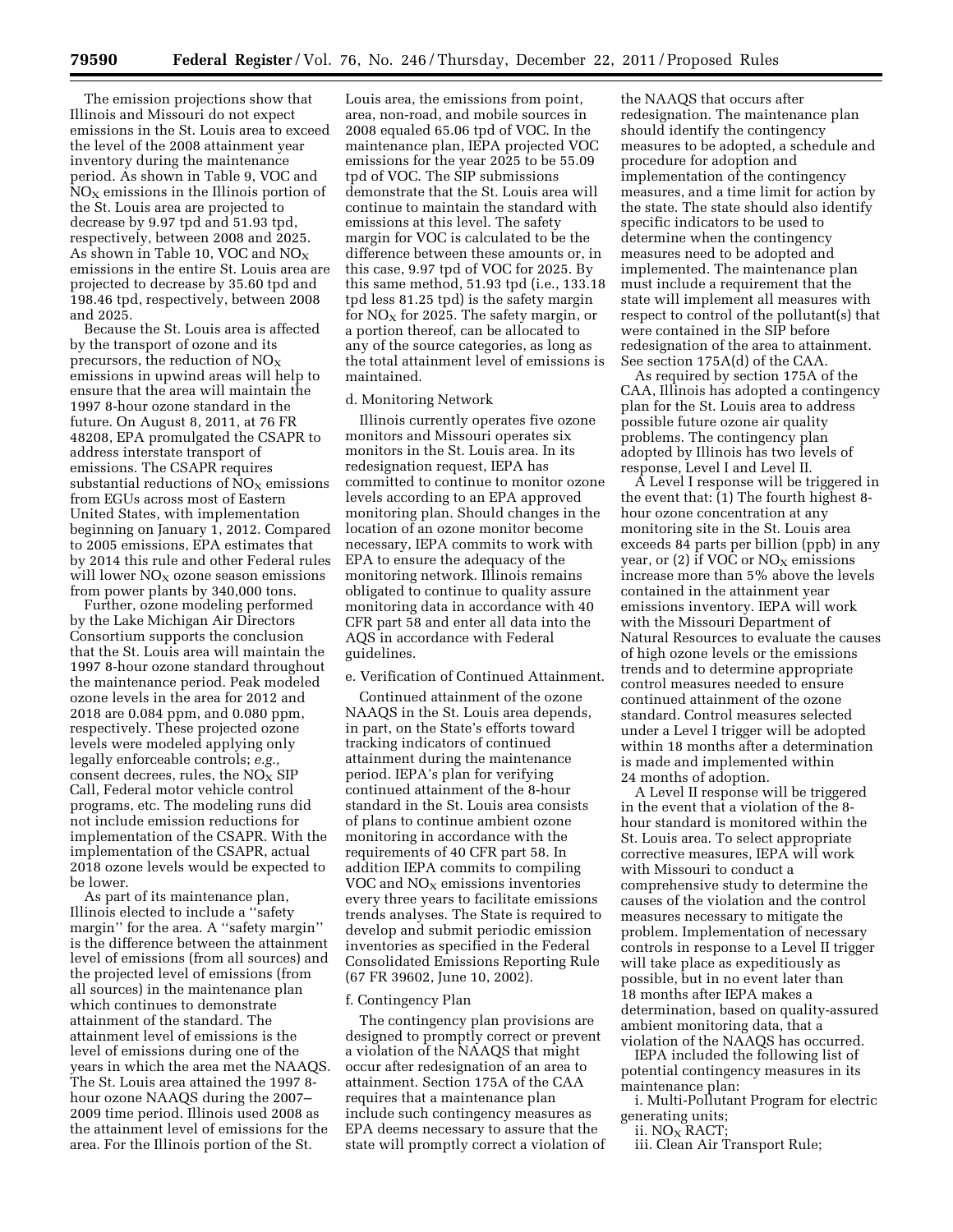The emission projections show that Illinois and Missouri do not expect emissions in the St. Louis area to exceed the level of the 2008 attainment year inventory during the maintenance period. As shown in Table 9, VOC and $NO_X$ emissions in the Illinois portion of the St. Louis area are projected to decrease by 9.97 tpd and 51.93 tpd, respectively, between 2008 and 2025. As shown in Table 10, VOC and $NO_X$ emissions in the entire St. Louis area are projected to decrease by 35.60 tpd and 198.46 tpd, respectively, between 2008 and 2025.

Because the St. Louis area is affected by the transport of ozone and its precursors, the reduction of $NO_X$ emissions in upwind areas will help to ensure that the area will maintain the 1997 8-hour ozone standard in the future. On August 8, 2011, at 76 FR 48208, EPA promulgated the CSAPR to address interstate transport of emissions. The CSAPR requires substantial reductions of $NO_X$ emissions from EGUs across most of Eastern United States, with implementation beginning on January 1, 2012. Compared to 2005 emissions, EPA estimates that by 2014 this rule and other Federal rules will lower $NO_X$ ozone season emissions from power plants by 340,000 tons.

Further, ozone modeling performed by the Lake Michigan Air Directors Consortium supports the conclusion that the St. Louis area will maintain the 1997 8-hour ozone standard throughout the maintenance period. Peak modeled ozone levels in the area for 2012 and 2018 are 0.084 ppm, and 0.080 ppm, respectively. These projected ozone levels were modeled applying only legally enforceable controls; *e.g.,* consent decrees, rules, the $NO_X$ SIP Call, Federal motor vehicle control programs, etc. The modeling runs did not include emission reductions for implementation of the CSAPR. With the implementation of the CSAPR, actual 2018 ozone levels would be expected to be lower.

As part of its maintenance plan, Illinois elected to include a ''safety margin'' for the area. A ''safety margin'' is the difference between the attainment level of emissions (from all sources) and the projected level of emissions (from all sources) in the maintenance plan which continues to demonstrate attainment of the standard. The attainment level of emissions is the level of emissions during one of the years in which the area met the NAAQS. The St. Louis area attained the 1997 8-hour ozone NAAQS during the 2007–2009 time period. Illinois used 2008 as the attainment level of emissions for the area. For the Illinois portion of the St. Louis area, the emissions from point, area, non-road, and mobile sources in 2008 equaled 65.06 tpd of VOC. In the maintenance plan, IEPA projected VOC emissions for the year 2025 to be 55.09 tpd of VOC. The SIP submissions demonstrate that the St. Louis area will continue to maintain the standard with emissions at this level. The safety margin for VOC is calculated to be the difference between these amounts or, in this case, 9.97 tpd of VOC for 2025. By this same method, 51.93 tpd (i.e., 133.18 tpd less 81.25 tpd) is the safety margin for $NO_X$ for 2025. The safety margin, or a portion thereof, can be allocated to any of the source categories, as long as the total attainment level of emissions is maintained.

d. Monitoring Network

Illinois currently operates five ozone monitors and Missouri operates six monitors in the St. Louis area. In its redesignation request, IEPA has committed to continue to monitor ozone levels according to an EPA approved monitoring plan. Should changes in the location of an ozone monitor become necessary, IEPA commits to work with EPA to ensure the adequacy of the monitoring network. Illinois remains obligated to continue to quality assure monitoring data in accordance with 40 CFR part 58 and enter all data into the AQS in accordance with Federal guidelines.

e. Verification of Continued Attainment.

Continued attainment of the ozone NAAQS in the St. Louis area depends, in part, on the State's efforts toward tracking indicators of continued attainment during the maintenance period. IEPA's plan for verifying continued attainment of the 8-hour standard in the St. Louis area consists of plans to continue ambient ozone monitoring in accordance with the requirements of 40 CFR part 58. In addition IEPA commits to compiling VOC and $NO_X$ emissions inventories every three years to facilitate emissions trends analyses. The State is required to develop and submit periodic emission inventories as specified in the Federal Consolidated Emissions Reporting Rule (67 FR 39602, June 10, 2002).

f. Contingency Plan

The contingency plan provisions are designed to promptly correct or prevent a violation of the NAAQS that might occur after redesignation of an area to attainment. Section 175A of the CAA requires that a maintenance plan include such contingency measures as EPA deems necessary to assure that the state will promptly correct a violation of the NAAQS that occurs after redesignation. The maintenance plan should identify the contingency measures to be adopted, a schedule and procedure for adoption and implementation of the contingency measures, and a time limit for action by the state. The state should also identify specific indicators to be used to determine when the contingency measures need to be adopted and implemented. The maintenance plan must include a requirement that the state will implement all measures with respect to control of the pollutant(s) that were contained in the SIP before redesignation of the area to attainment. See section 175A(d) of the CAA.

As required by section 175A of the CAA, Illinois has adopted a contingency plan for the St. Louis area to address possible future ozone air quality problems. The contingency plan adopted by Illinois has two levels of response, Level I and Level II.

A Level I response will be triggered in the event that: (1) The fourth highest 8-hour ozone concentration at any monitoring site in the St. Louis area exceeds 84 parts per billion (ppb) in any year, or (2) if VOC or $NO_X$ emissions increase more than 5% above the levels contained in the attainment year emissions inventory. IEPA will work with the Missouri Department of Natural Resources to evaluate the causes of high ozone levels or the emissions trends and to determine appropriate control measures needed to ensure continued attainment of the ozone standard. Control measures selected under a Level I trigger will be adopted within 18 months after a determination is made and implemented within 24 months of adoption.

A Level II response will be triggered in the event that a violation of the 8-hour standard is monitored within the St. Louis area. To select appropriate corrective measures, IEPA will work with Missouri to conduct a comprehensive study to determine the causes of the violation and the control measures necessary to mitigate the problem. Implementation of necessary controls in response to a Level II trigger will take place as expeditiously as possible, but in no event later than 18 months after IEPA makes a determination, based on quality-assured ambient monitoring data, that a violation of the NAAQS has occurred.

IEPA included the following list of potential contingency measures in its maintenance plan:

i. Multi-Pollutant Program for electric generating units;

ii. $NO_X$ RACT;

iii. Clean Air Transport Rule;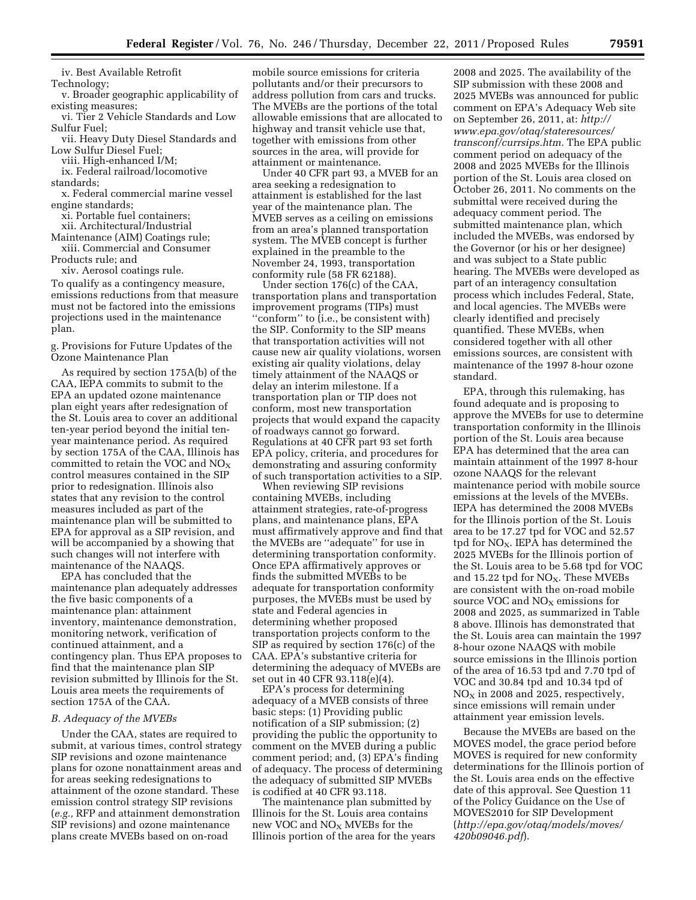iv. Best Available Retrofit Technology;

v. Broader geographic applicability of existing measures;

vi. Tier 2 Vehicle Standards and Low Sulfur Fuel;

vii. Heavy Duty Diesel Standards and Low Sulfur Diesel Fuel;

viii. High-enhanced I/M;

ix. Federal railroad/locomotive standards;

x. Federal commercial marine vessel engine standards;

xi. Portable fuel containers;

xii. Architectural/Industrial Maintenance (AIM) Coatings rule;

xiii. Commercial and Consumer Products rule; and

xiv. Aerosol coatings rule.

To qualify as a contingency measure, emissions reductions from that measure must not be factored into the emissions projections used in the maintenance plan.

g. Provisions for Future Updates of the Ozone Maintenance Plan

As required by section 175A(b) of the CAA, IEPA commits to submit to the EPA an updated ozone maintenance plan eight years after redesignation of the St. Louis area to cover an additional ten-year period beyond the initial ten-year maintenance period. As required by section 175A of the CAA, Illinois has committed to retain the VOC and $NO_X$ control measures contained in the SIP prior to redesignation. Illinois also states that any revision to the control measures included as part of the maintenance plan will be submitted to EPA for approval as a SIP revision, and will be accompanied by a showing that such changes will not interfere with maintenance of the NAAQS.

EPA has concluded that the maintenance plan adequately addresses the five basic components of a maintenance plan: attainment inventory, maintenance demonstration, monitoring network, verification of continued attainment, and a contingency plan. Thus EPA proposes to find that the maintenance plan SIP revision submitted by Illinois for the St. Louis area meets the requirements of section 175A of the CAA.

*B. Adequacy of the MVEBs*

Under the CAA, states are required to submit, at various times, control strategy SIP revisions and ozone maintenance plans for ozone nonattainment areas and for areas seeking redesignations to attainment of the ozone standard. These emission control strategy SIP revisions (*e.g.,* RFP and attainment demonstration SIP revisions) and ozone maintenance plans create MVEBs based on on-road mobile source emissions for criteria pollutants and/or their precursors to address pollution from cars and trucks. The MVEBs are the portions of the total allowable emissions that are allocated to highway and transit vehicle use that, together with emissions from other sources in the area, will provide for attainment or maintenance.

Under 40 CFR part 93, a MVEB for an area seeking a redesignation to attainment is established for the last year of the maintenance plan. The MVEB serves as a ceiling on emissions from an area's planned transportation system. The MVEB concept is further explained in the preamble to the November 24, 1993, transportation conformity rule (58 FR 62188).

Under section 176(c) of the CAA, transportation plans and transportation improvement programs (TIPs) must "conform" to (i.e., be consistent with) the SIP. Conformity to the SIP means that transportation activities will not cause new air quality violations, worsen existing air quality violations, delay timely attainment of the NAAQS or delay an interim milestone. If a transportation plan or TIP does not conform, most new transportation projects that would expand the capacity of roadways cannot go forward. Regulations at 40 CFR part 93 set forth EPA policy, criteria, and procedures for demonstrating and assuring conformity of such transportation activities to a SIP.

When reviewing SIP revisions containing MVEBs, including attainment strategies, rate-of-progress plans, and maintenance plans, EPA must affirmatively approve and find that the MVEBs are "adequate" for use in determining transportation conformity. Once EPA affirmatively approves or finds the submitted MVEBs to be adequate for transportation conformity purposes, the MVEBs must be used by state and Federal agencies in determining whether proposed transportation projects conform to the SIP as required by section 176(c) of the CAA. EPA's substantive criteria for determining the adequacy of MVEBs are set out in 40 CFR 93.118(e)(4).

EPA's process for determining adequacy of a MVEB consists of three basic steps: (1) Providing public notification of a SIP submission; (2) providing the public the opportunity to comment on the MVEB during a public comment period; and, (3) EPA's finding of adequacy. The process of determining the adequacy of submitted SIP MVEBs is codified at 40 CFR 93.118.

The maintenance plan submitted by Illinois for the St. Louis area contains new VOC and $NO_X$ MVEBs for the Illinois portion of the area for the years 2008 and 2025. The availability of the SIP submission with these 2008 and 2025 MVEBs was announced for public comment on EPA's Adequacy Web site on September 26, 2011, at: *http://www.epa.gov/otaq/stateresources/transconf/currsips.htm.* The EPA public comment period on adequacy of the 2008 and 2025 MVEBs for the Illinois portion of the St. Louis area closed on October 26, 2011. No comments on the submittal were received during the adequacy comment period. The submitted maintenance plan, which included the MVEBs, was endorsed by the Governor (or his or her designee) and was subject to a State public hearing. The MVEBs were developed as part of an interagency consultation process which includes Federal, State, and local agencies. The MVEBs were clearly identified and precisely quantified. These MVEBs, when considered together with all other emissions sources, are consistent with maintenance of the 1997 8-hour ozone standard.

EPA, through this rulemaking, has found adequate and is proposing to approve the MVEBs for use to determine transportation conformity in the Illinois portion of the St. Louis area because EPA has determined that the area can maintain attainment of the 1997 8-hour ozone NAAQS for the relevant maintenance period with mobile source emissions at the levels of the MVEBs. IEPA has determined the 2008 MVEBs for the Illinois portion of the St. Louis area to be 17.27 tpd for VOC and 52.57 tpd for $NO_X$. IEPA has determined the 2025 MVEBs for the Illinois portion of the St. Louis area to be 5.68 tpd for VOC and 15.22 tpd for $NO_X$. These MVEBs are consistent with the on-road mobile source VOC and $NO_X$ emissions for 2008 and 2025, as summarized in Table 8 above. Illinois has demonstrated that the St. Louis area can maintain the 1997 8-hour ozone NAAQS with mobile source emissions in the Illinois portion of the area of 16.53 tpd and 7.70 tpd of VOC and 30.84 tpd and 10.34 tpd of $NO_X$ in 2008 and 2025, respectively, since emissions will remain under attainment year emission levels.

Because the MVEBs are based on the MOVES model, the grace period before MOVES is required for new conformity determinations for the Illinois portion of the St. Louis area ends on the effective date of this approval. See Question 11 of the Policy Guidance on the Use of MOVES2010 for SIP Development (*http://epa.gov/otaq/models/moves/420b09046.pdf*).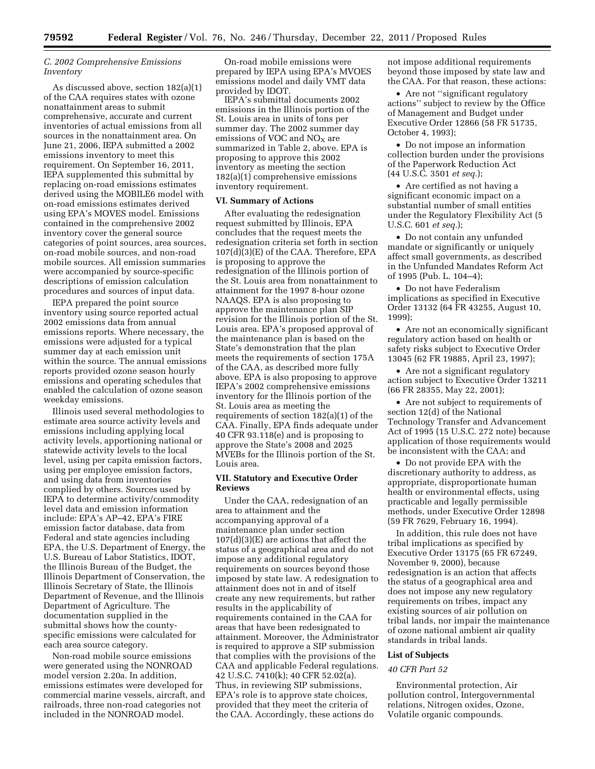### C. 2002 Comprehensive Emissions Inventory

As discussed above, section 182(a)(1) of the CAA requires states with ozone nonattainment areas to submit comprehensive, accurate and current inventories of actual emissions from all sources in the nonattainment area. On June 21, 2006, IEPA submitted a 2002 emissions inventory to meet this requirement. On September 16, 2011, IEPA supplemented this submittal by replacing on-road emissions estimates derived using the MOBILE6 model with on-road emissions estimates derived using EPA's MOVES model. Emissions contained in the comprehensive 2002 inventory cover the general source categories of point sources, area sources, on-road mobile sources, and non-road mobile sources. All emission summaries were accompanied by source-specific descriptions of emission calculation procedures and sources of input data.

IEPA prepared the point source inventory using source reported actual 2002 emissions data from annual emissions reports. Where necessary, the emissions were adjusted for a typical summer day at each emission unit within the source. The annual emissions reports provided ozone season hourly emissions and operating schedules that enabled the calculation of ozone season weekday emissions.

Illinois used several methodologies to estimate area source activity levels and emissions including applying local activity levels, apportioning national or statewide activity levels to the local level, using per capita emission factors, using per employee emission factors, and using data from inventories complied by others. Sources used by IEPA to determine activity/commodity level data and emission information include: EPA's AP–42, EPA's FIRE emission factor database, data from Federal and state agencies including EPA, the U.S. Department of Energy, the U.S. Bureau of Labor Statistics, IDOT, the Illinois Bureau of the Budget, the Illinois Department of Conservation, the Illinois Secretary of State, the Illinois Department of Revenue, and the Illinois Department of Agriculture. The documentation supplied in the submittal shows how the county-specific emissions were calculated for each area source category.

Non-road mobile source emissions were generated using the NONROAD model version 2.20a. In addition, emissions estimates were developed for commercial marine vessels, aircraft, and railroads, three non-road categories not included in the NONROAD model.

On-road mobile emissions were prepared by IEPA using EPA's MVOES emissions model and daily VMT data provided by IDOT.

IEPA's submittal documents 2002 emissions in the Illinois portion of the St. Louis area in units of tons per summer day. The 2002 summer day emissions of VOC and $NO_X$ are summarized in Table 2, above. EPA is proposing to approve this 2002 inventory as meeting the section 182(a)(1) comprehensive emissions inventory requirement.

### VI. Summary of Actions

After evaluating the redesignation request submitted by Illinois, EPA concludes that the request meets the redesignation criteria set forth in section 107(d)(3)(E) of the CAA. Therefore, EPA is proposing to approve the redesignation of the Illinois portion of the St. Louis area from nonattainment to attainment for the 1997 8-hour ozone NAAQS. EPA is also proposing to approve the maintenance plan SIP revision for the Illinois portion of the St. Louis area. EPA's proposed approval of the maintenance plan is based on the State's demonstration that the plan meets the requirements of section 175A of the CAA, as described more fully above. EPA is also proposing to approve IEPA's 2002 comprehensive emissions inventory for the Illinois portion of the St. Louis area as meeting the requirements of section 182(a)(1) of the CAA. Finally, EPA finds adequate under 40 CFR 93.118(e) and is proposing to approve the State's 2008 and 2025 MVEBs for the Illinois portion of the St. Louis area.

### VII. Statutory and Executive Order Reviews

Under the CAA, redesignation of an area to attainment and the accompanying approval of a maintenance plan under section 107(d)(3)(E) are actions that affect the status of a geographical area and do not impose any additional regulatory requirements on sources beyond those imposed by state law. A redesignation to attainment does not in and of itself create any new requirements, but rather results in the applicability of requirements contained in the CAA for areas that have been redesignated to attainment. Moreover, the Administrator is required to approve a SIP submission that complies with the provisions of the CAA and applicable Federal regulations. 42 U.S.C. 7410(k); 40 CFR 52.02(a). Thus, in reviewing SIP submissions, EPA's role is to approve state choices, provided that they meet the criteria of the CAA. Accordingly, these actions do not impose additional requirements beyond those imposed by state law and the CAA. For that reason, these actions:

- Are not ''significant regulatory actions'' subject to review by the Office of Management and Budget under Executive Order 12866 (58 FR 51735, October 4, 1993);
- Do not impose an information collection burden under the provisions of the Paperwork Reduction Act (44 U.S.C. 3501 *et seq.*);
- Are certified as not having a significant economic impact on a substantial number of small entities under the Regulatory Flexibility Act (5 U.S.C. 601 *et seq.*);
- Do not contain any unfunded mandate or significantly or uniquely affect small governments, as described in the Unfunded Mandates Reform Act of 1995 (Pub. L. 104–4);
- Do not have Federalism implications as specified in Executive Order 13132 (64 FR 43255, August 10, 1999);
- Are not an economically significant regulatory action based on health or safety risks subject to Executive Order 13045 (62 FR 19885, April 23, 1997);
- Are not a significant regulatory action subject to Executive Order 13211 (66 FR 28355, May 22, 2001);
- Are not subject to requirements of section 12(d) of the National Technology Transfer and Advancement Act of 1995 (15 U.S.C. 272 note) because application of those requirements would be inconsistent with the CAA; and
- Do not provide EPA with the discretionary authority to address, as appropriate, disproportionate human health or environmental effects, using practicable and legally permissible methods, under Executive Order 12898 (59 FR 7629, February 16, 1994).

In addition, this rule does not have tribal implications as specified by Executive Order 13175 (65 FR 67249, November 9, 2000), because redesignation is an action that affects the status of a geographical area and does not impose any new regulatory requirements on tribes, impact any existing sources of air pollution on tribal lands, nor impair the maintenance of ozone national ambient air quality standards in tribal lands.

### List of Subjects

*40 CFR Part 52*

Environmental protection, Air pollution control, Intergovernmental relations, Nitrogen oxides, Ozone, Volatile organic compounds.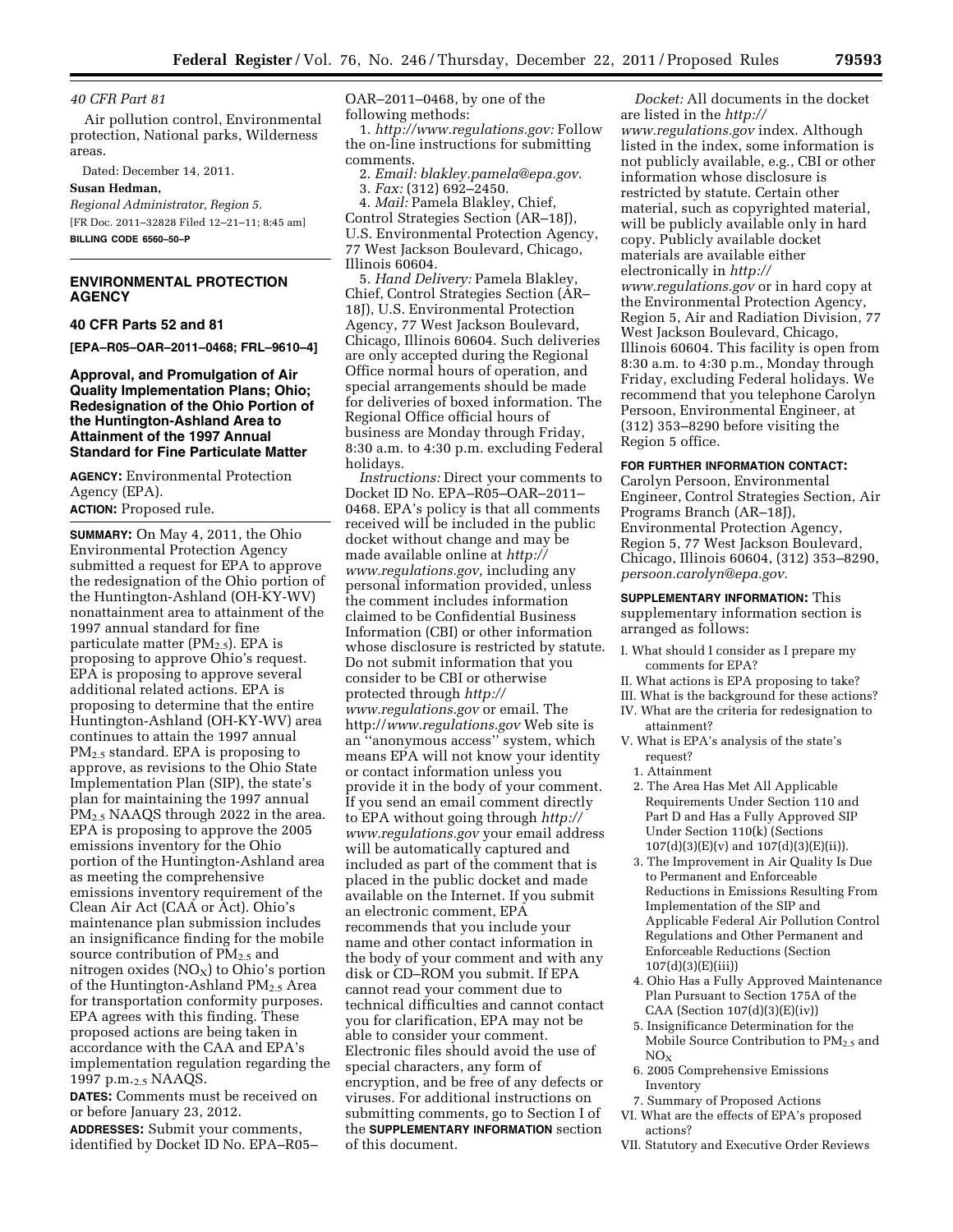*40 CFR Part 81*

Air pollution control, Environmental protection, National parks, Wilderness areas.

Dated: December 14, 2011.

**Susan Hedman,**

*Regional Administrator, Region 5.*

[FR Doc. 2011–32828 Filed 12–21–11; 8:45 am]

**BILLING CODE 6560–50–P**

## ENVIRONMENTAL PROTECTION AGENCY

### 40 CFR Parts 52 and 81

**[EPA–R05–OAR–2011–0468; FRL–9610–4]**

### Approval, and Promulgation of Air Quality Implementation Plans; Ohio; Redesignation of the Ohio Portion of the Huntington-Ashland Area to Attainment of the 1997 Annual Standard for Fine Particulate Matter

**AGENCY:** Environmental Protection Agency (EPA).

**ACTION:** Proposed rule.

**SUMMARY:** On May 4, 2011, the Ohio Environmental Protection Agency submitted a request for EPA to approve the redesignation of the Ohio portion of the Huntington-Ashland (OH-KY-WV) nonattainment area to attainment of the 1997 annual standard for fine particulate matter ($PM_{2.5}$). EPA is proposing to approve Ohio's request. EPA is proposing to approve several additional related actions. EPA is proposing to determine that the entire Huntington-Ashland (OH-KY-WV) area continues to attain the 1997 annual $PM_{2.5}$ standard. EPA is proposing to approve, as revisions to the Ohio State Implementation Plan (SIP), the state's plan for maintaining the 1997 annual $PM_{2.5}$ NAAQS through 2022 in the area. EPA is proposing to approve the 2005 emissions inventory for the Ohio portion of the Huntington-Ashland area as meeting the comprehensive emissions inventory requirement of the Clean Air Act (CAA or Act). Ohio's maintenance plan submission includes an insignificance finding for the mobile source contribution of $PM_{2.5}$ and nitrogen oxides ($NO_X$) to Ohio's portion of the Huntington-Ashland $PM_{2.5}$ Area for transportation conformity purposes. EPA agrees with this finding. These proposed actions are being taken in accordance with the CAA and EPA's implementation regulation regarding the 1997 p.m.$_{2.5}$ NAAQS.

**DATES:** Comments must be received on or before January 23, 2012.

**ADDRESSES:** Submit your comments, identified by Docket ID No. EPA–R05–OAR–2011–0468, by one of the following methods:

1. *http://www.regulations.gov:* Follow the on-line instructions for submitting comments.
2. *Email: blakley.pamela@epa.gov.*
3. *Fax:* (312) 692–2450.
4. *Mail:* Pamela Blakley, Chief, Control Strategies Section (AR–18J), U.S. Environmental Protection Agency, 77 West Jackson Boulevard, Chicago, Illinois 60604.
5. *Hand Delivery:* Pamela Blakley, Chief, Control Strategies Section (AR–18J), U.S. Environmental Protection Agency, 77 West Jackson Boulevard, Chicago, Illinois 60604. Such deliveries are only accepted during the Regional Office normal hours of operation, and special arrangements should be made for deliveries of boxed information. The Regional Office official hours of business are Monday through Friday, 8:30 a.m. to 4:30 p.m. excluding Federal holidays.

*Instructions:* Direct your comments to Docket ID No. EPA–R05–OAR–2011–0468. EPA's policy is that all comments received will be included in the public docket without change and may be made available online at *http://www.regulations.gov,* including any personal information provided, unless the comment includes information claimed to be Confidential Business Information (CBI) or other information whose disclosure is restricted by statute. Do not submit information that you consider to be CBI or otherwise protected through *http://www.regulations.gov* or email. The http://*www.regulations.gov* Web site is an ''anonymous access'' system, which means EPA will not know your identity or contact information unless you provide it in the body of your comment. If you send an email comment directly to EPA without going through *http://www.regulations.gov* your email address will be automatically captured and included as part of the comment that is placed in the public docket and made available on the Internet. If you submit an electronic comment, EPA recommends that you include your name and other contact information in the body of your comment and with any disk or CD–ROM you submit. If EPA cannot read your comment due to technical difficulties and cannot contact you for clarification, EPA may not be able to consider your comment. Electronic files should avoid the use of special characters, any form of encryption, and be free of any defects or viruses. For additional instructions on submitting comments, go to Section I of the **SUPPLEMENTARY INFORMATION** section of this document.

*Docket:* All documents in the docket are listed in the *http://www.regulations.gov* index. Although listed in the index, some information is not publicly available, e.g., CBI or other information whose disclosure is restricted by statute. Certain other material, such as copyrighted material, will be publicly available only in hard copy. Publicly available docket materials are available either electronically in *http://www.regulations.gov* or in hard copy at the Environmental Protection Agency, Region 5, Air and Radiation Division, 77 West Jackson Boulevard, Chicago, Illinois 60604. This facility is open from 8:30 a.m. to 4:30 p.m., Monday through Friday, excluding Federal holidays. We recommend that you telephone Carolyn Persoon, Environmental Engineer, at (312) 353–8290 before visiting the Region 5 office.

**FOR FURTHER INFORMATION CONTACT:** Carolyn Persoon, Environmental Engineer, Control Strategies Section, Air Programs Branch (AR–18J), Environmental Protection Agency, Region 5, 77 West Jackson Boulevard, Chicago, Illinois 60604, (312) 353–8290, *persoon.carolyn@epa.gov.*

**SUPPLEMENTARY INFORMATION:** This supplementary information section is arranged as follows:

I. What should I consider as I prepare my comments for EPA?
II. What actions is EPA proposing to take?
III. What is the background for these actions?
IV. What are the criteria for redesignation to attainment?
V. What is EPA's analysis of the state's request?
  1. Attainment
  2. The Area Has Met All Applicable Requirements Under Section 110 and Part D and Has a Fully Approved SIP Under Section 110(k) (Sections 107(d)(3)(E)(v) and 107(d)(3)(E)(ii)).
  3. The Improvement in Air Quality Is Due to Permanent and Enforceable Reductions in Emissions Resulting From Implementation of the SIP and Applicable Federal Air Pollution Control Regulations and Other Permanent and Enforceable Reductions (Section 107(d)(3)(E)(iii))
  4. Ohio Has a Fully Approved Maintenance Plan Pursuant to Section 175A of the CAA (Section 107(d)(3)(E)(iv))
  5. Insignificance Determination for the Mobile Source Contribution to $PM_{2.5}$ and $NO_X$
  6. 2005 Comprehensive Emissions Inventory
  7. Summary of Proposed Actions
VI. What are the effects of EPA's proposed actions?
VII. Statutory and Executive Order Reviews